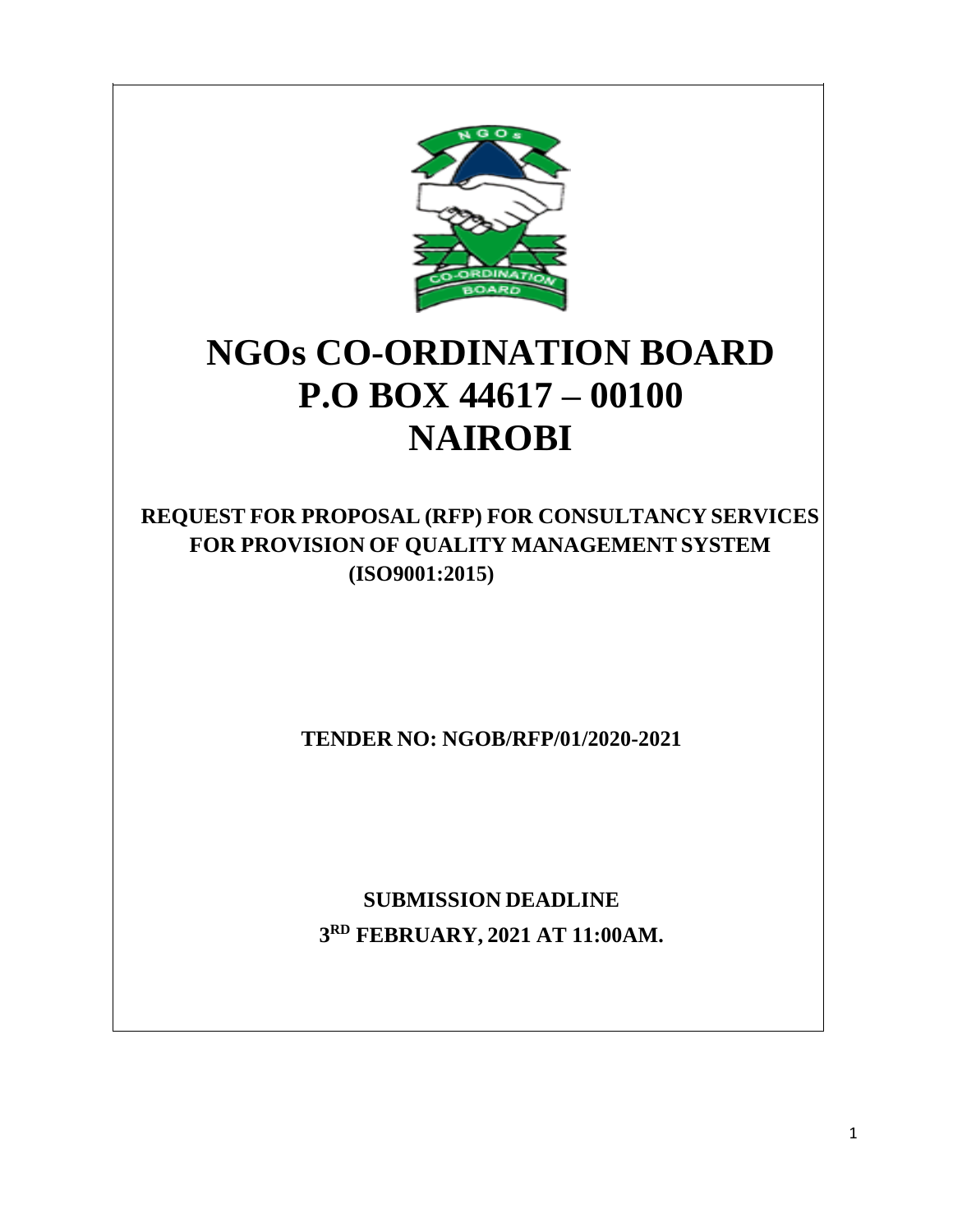# NGOs CO-ORDINATION BOARD
# P.O BOX 44617 – 00100
# NAIROBI

**REQUEST FOR PROPOSAL (RFP) FOR CONSULTANCY SERVICES FOR PROVISION OF QUALITY MANAGEMENT SYSTEM (ISO9001:2015)**

**TENDER NO: NGOB/RFP/01/2020-2021**

**SUBMISSION DEADLINE**
**3RD FEBRUARY, 2021 AT 11:00AM.**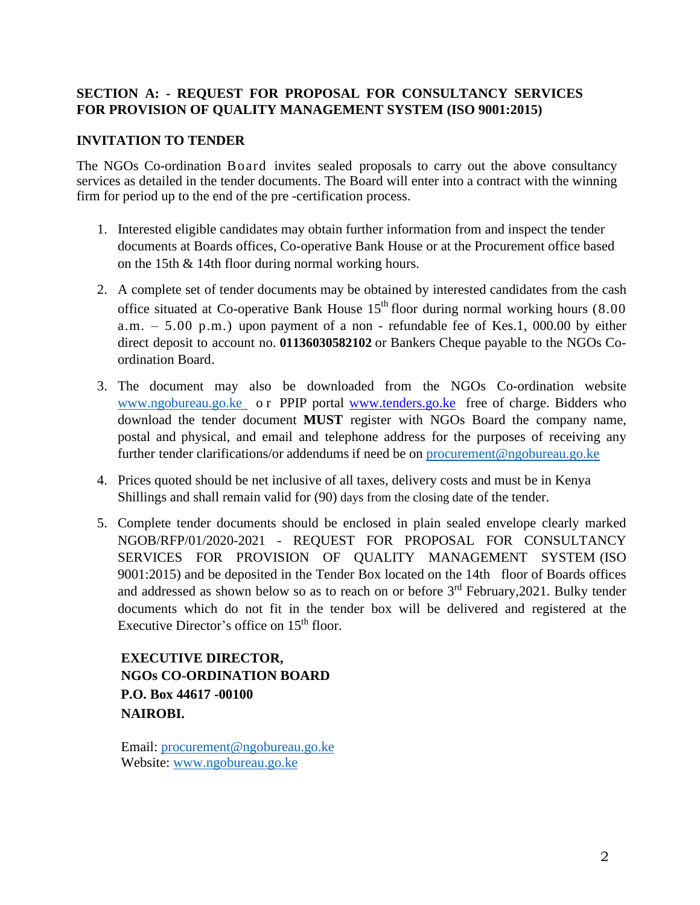**SECTION A: - REQUEST FOR PROPOSAL FOR CONSULTANCY SERVICES FOR PROVISION OF QUALITY MANAGEMENT SYSTEM (ISO 9001:2015)**

**INVITATION TO TENDER**

The NGOs Co-ordination Board invites sealed proposals to carry out the above consultancy services as detailed in the tender documents. The Board will enter into a contract with the winning firm for period up to the end of the pre -certification process.

1. Interested eligible candidates may obtain further information from and inspect the tender documents at Boards offices, Co-operative Bank House or at the Procurement office based on the 15th & 14th floor during normal working hours.

2. A complete set of tender documents may be obtained by interested candidates from the cash office situated at Co-operative Bank House 15th floor during normal working hours (8.00 a.m. – 5.00 p.m.) upon payment of a non - refundable fee of Kes.1, 000.00 by either direct deposit to account no. **01136030582102** or Bankers Cheque payable to the NGOs Co-ordination Board.

3. The document may also be downloaded from the NGOs Co-ordination website www.ngobureau.go.ke or PPIP portal www.tenders.go.ke free of charge. Bidders who download the tender document **MUST** register with NGOs Board the company name, postal and physical, and email and telephone address for the purposes of receiving any further tender clarifications/or addendums if need be on procurement@ngobureau.go.ke

4. Prices quoted should be net inclusive of all taxes, delivery costs and must be in Kenya Shillings and shall remain valid for (90) days from the closing date of the tender.

5. Complete tender documents should be enclosed in plain sealed envelope clearly marked NGOB/RFP/01/2020-2021 - REQUEST FOR PROPOSAL FOR CONSULTANCY SERVICES FOR PROVISION OF QUALITY MANAGEMENT SYSTEM (ISO 9001:2015) and be deposited in the Tender Box located on the 14th floor of Boards offices and addressed as shown below so as to reach on or before 3rd February,2021. Bulky tender documents which do not fit in the tender box will be delivered and registered at the Executive Director's office on 15th floor.

**EXECUTIVE DIRECTOR,**
**NGOs CO-ORDINATION BOARD**
**P.O. Box 44617 -00100**
**NAIROBI.**

Email: procurement@ngobureau.go.ke
Website: www.ngobureau.go.ke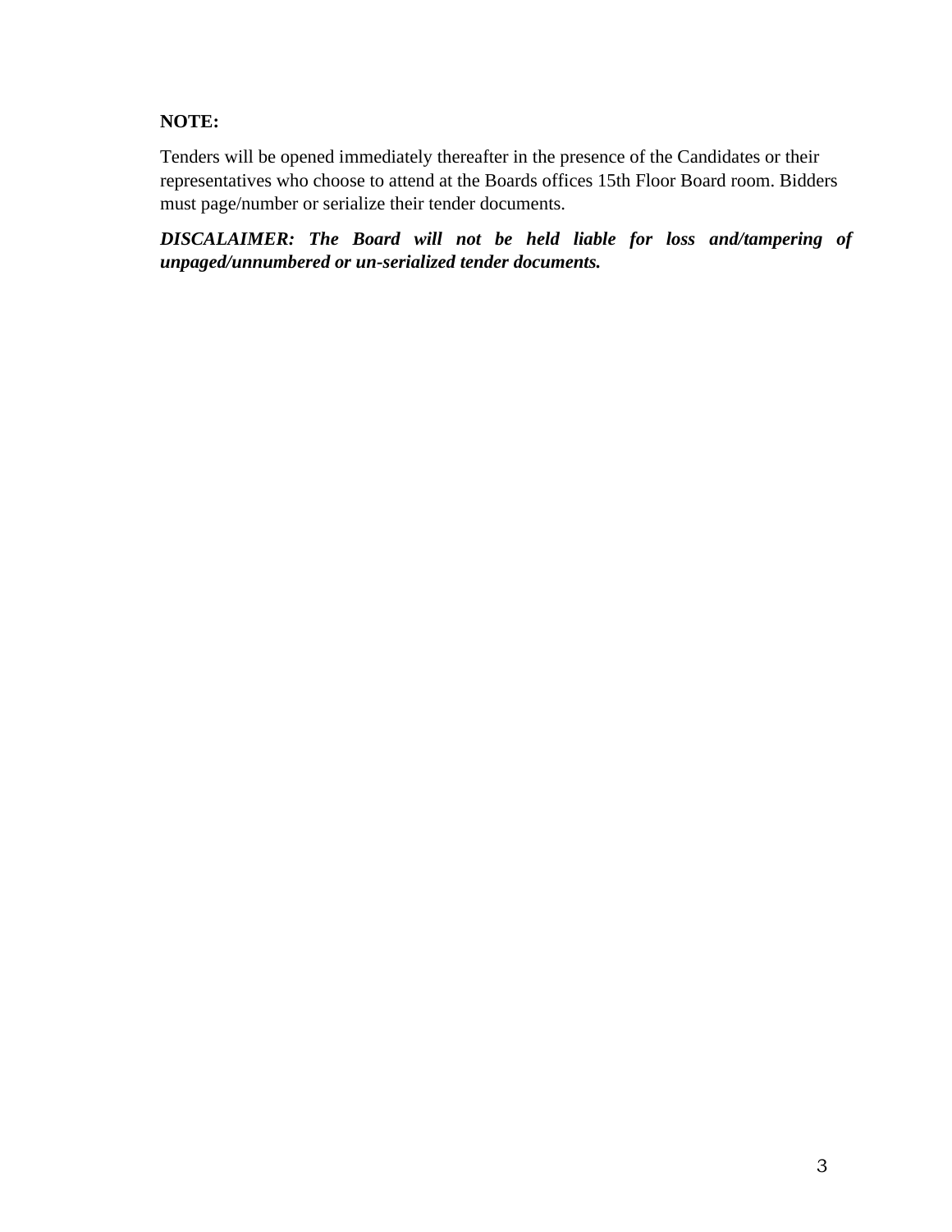**NOTE:**

Tenders will be opened immediately thereafter in the presence of the Candidates or their representatives who choose to attend at the Boards offices 15th Floor Board room. Bidders must page/number or serialize their tender documents.

***DISCALAIMER: The Board will not be held liable for loss and/tampering of unpaged/unnumbered or un-serialized tender documents.***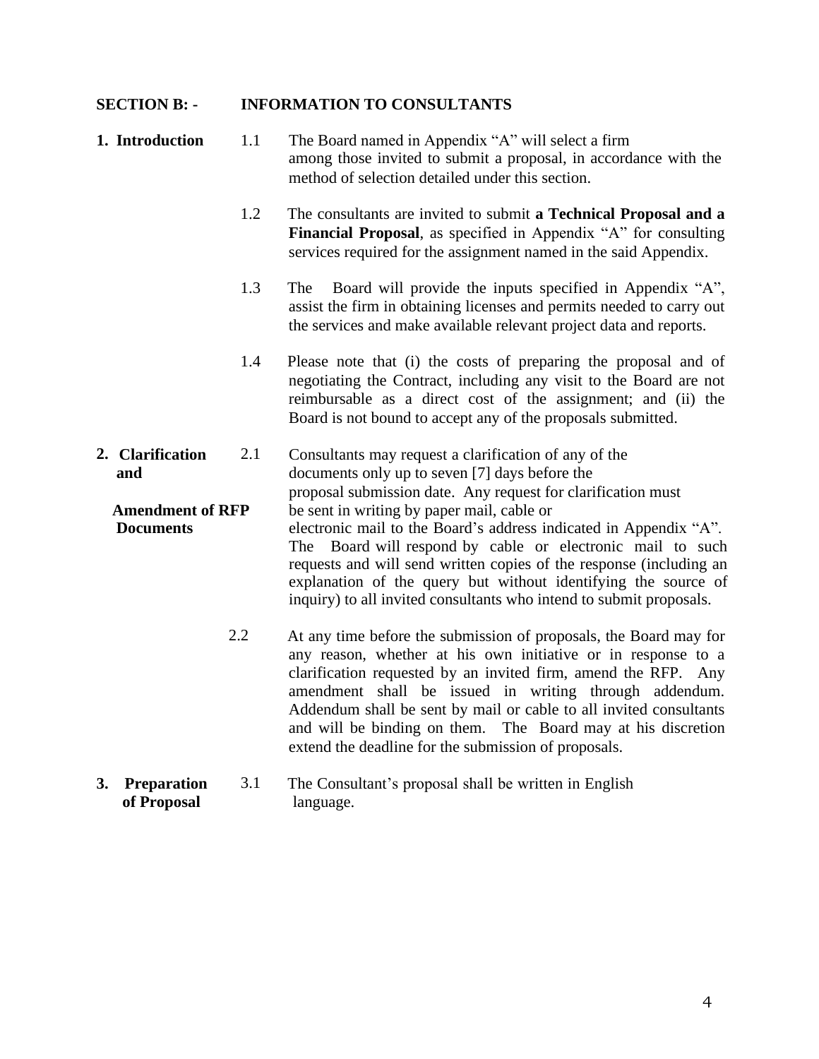## SECTION B: - INFORMATION TO CONSULTANTS

**1. Introduction**

1.1 The Board named in Appendix "A" will select a firm among those invited to submit a proposal, in accordance with the method of selection detailed under this section.

1.2 The consultants are invited to submit **a Technical Proposal and a Financial Proposal**, as specified in Appendix "A" for consulting services required for the assignment named in the said Appendix.

1.3 The Board will provide the inputs specified in Appendix "A", assist the firm in obtaining licenses and permits needed to carry out the services and make available relevant project data and reports.

1.4 Please note that (i) the costs of preparing the proposal and of negotiating the Contract, including any visit to the Board are not reimbursable as a direct cost of the assignment; and (ii) the Board is not bound to accept any of the proposals submitted.

**2. Clarification and Amendment of RFP Documents**

2.1 Consultants may request a clarification of any of the documents only up to seven [7] days before the proposal submission date. Any request for clarification must be sent in writing by paper mail, cable or electronic mail to the Board's address indicated in Appendix "A". The Board will respond by cable or electronic mail to such requests and will send written copies of the response (including an explanation of the query but without identifying the source of inquiry) to all invited consultants who intend to submit proposals.

2.2 At any time before the submission of proposals, the Board may for any reason, whether at his own initiative or in response to a clarification requested by an invited firm, amend the RFP. Any amendment shall be issued in writing through addendum. Addendum shall be sent by mail or cable to all invited consultants and will be binding on them. The Board may at his discretion extend the deadline for the submission of proposals.

**3. Preparation of Proposal**

3.1 The Consultant's proposal shall be written in English language.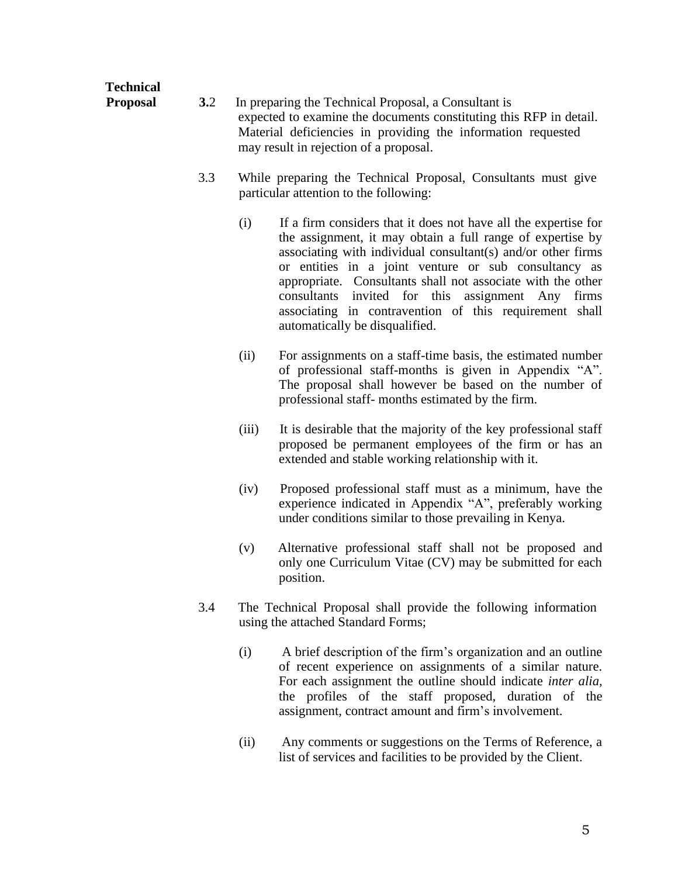**Technical Proposal**

**3.**2 In preparing the Technical Proposal, a Consultant is expected to examine the documents constituting this RFP in detail. Material deficiencies in providing the information requested may result in rejection of a proposal.

3.3 While preparing the Technical Proposal, Consultants must give particular attention to the following:

(i) If a firm considers that it does not have all the expertise for the assignment, it may obtain a full range of expertise by associating with individual consultant(s) and/or other firms or entities in a joint venture or sub consultancy as appropriate. Consultants shall not associate with the other consultants invited for this assignment Any firms associating in contravention of this requirement shall automatically be disqualified.

(ii) For assignments on a staff-time basis, the estimated number of professional staff-months is given in Appendix "A". The proposal shall however be based on the number of professional staff- months estimated by the firm.

(iii) It is desirable that the majority of the key professional staff proposed be permanent employees of the firm or has an extended and stable working relationship with it.

(iv) Proposed professional staff must as a minimum, have the experience indicated in Appendix "A", preferably working under conditions similar to those prevailing in Kenya.

(v) Alternative professional staff shall not be proposed and only one Curriculum Vitae (CV) may be submitted for each position.

3.4 The Technical Proposal shall provide the following information using the attached Standard Forms;

(i) A brief description of the firm's organization and an outline of recent experience on assignments of a similar nature. For each assignment the outline should indicate *inter alia,* the profiles of the staff proposed, duration of the assignment, contract amount and firm's involvement.

(ii) Any comments or suggestions on the Terms of Reference, a list of services and facilities to be provided by the Client.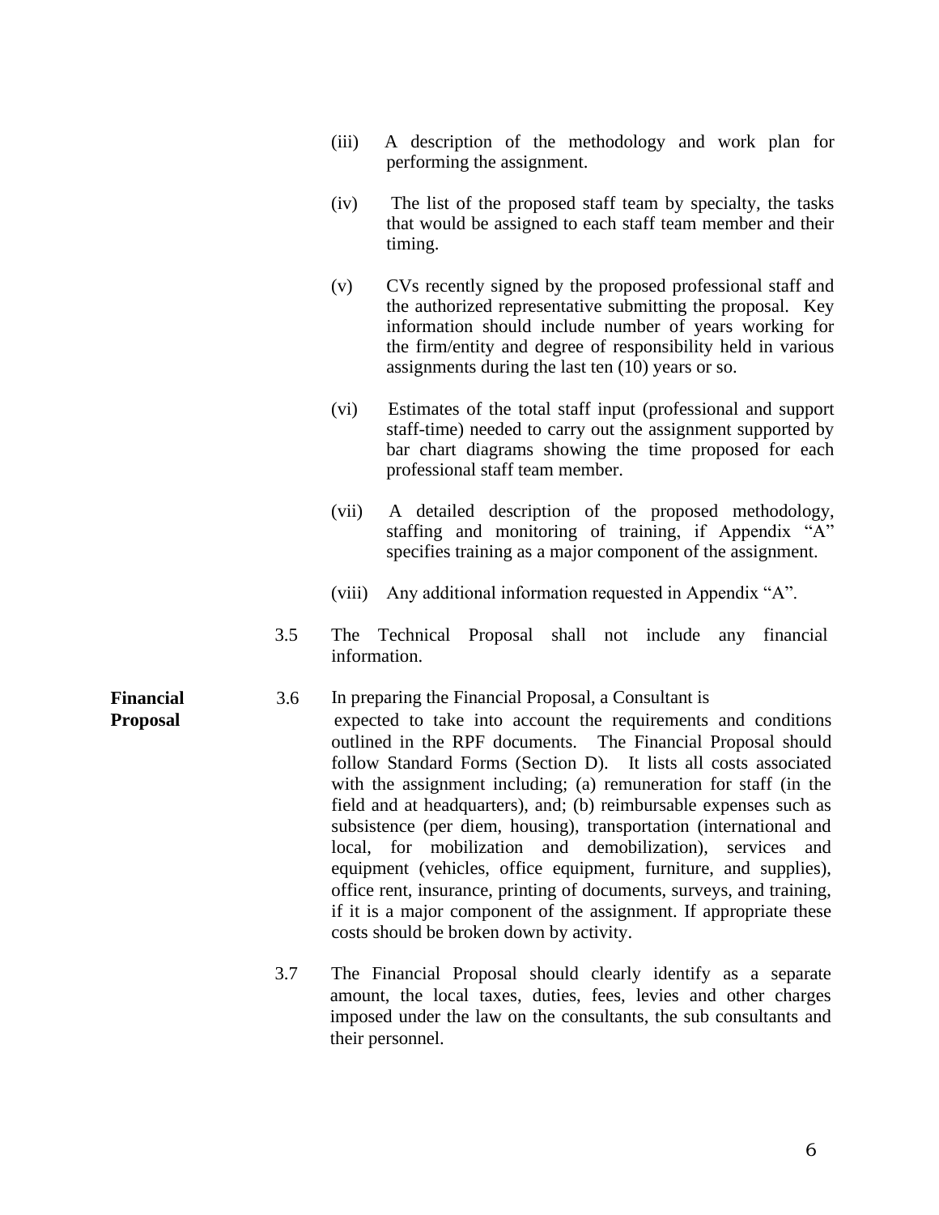(iii) A description of the methodology and work plan for performing the assignment.

(iv) The list of the proposed staff team by specialty, the tasks that would be assigned to each staff team member and their timing.

(v) CVs recently signed by the proposed professional staff and the authorized representative submitting the proposal. Key information should include number of years working for the firm/entity and degree of responsibility held in various assignments during the last ten (10) years or so.

(vi) Estimates of the total staff input (professional and support staff-time) needed to carry out the assignment supported by bar chart diagrams showing the time proposed for each professional staff team member.

(vii) A detailed description of the proposed methodology, staffing and monitoring of training, if Appendix "A" specifies training as a major component of the assignment.

(viii) Any additional information requested in Appendix "A".

3.5 The Technical Proposal shall not include any financial information.

**Financial Proposal**

3.6 In preparing the Financial Proposal, a Consultant is expected to take into account the requirements and conditions outlined in the RPF documents. The Financial Proposal should follow Standard Forms (Section D). It lists all costs associated with the assignment including; (a) remuneration for staff (in the field and at headquarters), and; (b) reimbursable expenses such as subsistence (per diem, housing), transportation (international and local, for mobilization and demobilization), services and equipment (vehicles, office equipment, furniture, and supplies), office rent, insurance, printing of documents, surveys, and training, if it is a major component of the assignment. If appropriate these costs should be broken down by activity.

3.7 The Financial Proposal should clearly identify as a separate amount, the local taxes, duties, fees, levies and other charges imposed under the law on the consultants, the sub consultants and their personnel.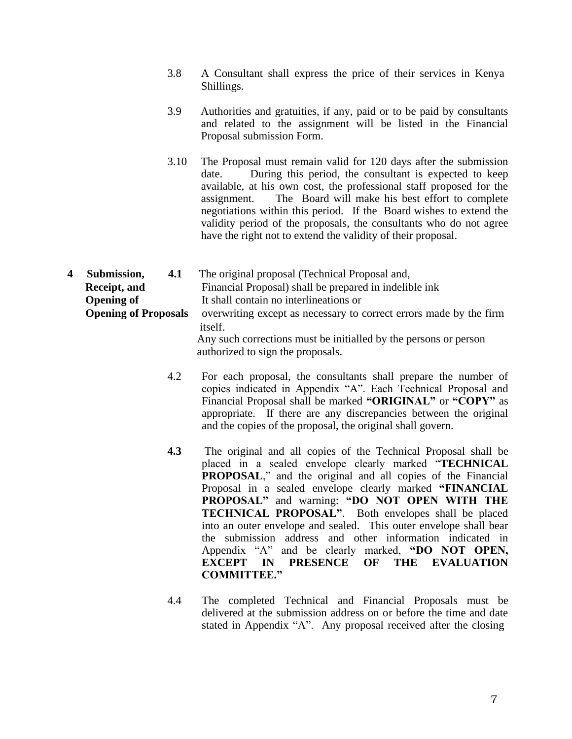3.8 A Consultant shall express the price of their services in Kenya Shillings.

3.9 Authorities and gratuities, if any, paid or to be paid by consultants and related to the assignment will be listed in the Financial Proposal submission Form.

3.10 The Proposal must remain valid for 120 days after the submission date. During this period, the consultant is expected to keep available, at his own cost, the professional staff proposed for the assignment. The Board will make his best effort to complete negotiations within this period. If the Board wishes to extend the validity period of the proposals, the consultants who do not agree have the right not to extend the validity of their proposal.

**4 Submission, Receipt, and Opening of Opening of Proposals**

**4.1** The original proposal (Technical Proposal and, Financial Proposal) shall be prepared in indelible ink It shall contain no interlineations or overwriting except as necessary to correct errors made by the firm itself.

Any such corrections must be initialled by the persons or person authorized to sign the proposals.

4.2 For each proposal, the consultants shall prepare the number of copies indicated in Appendix "A". Each Technical Proposal and Financial Proposal shall be marked **"ORIGINAL"** or **"COPY"** as appropriate. If there are any discrepancies between the original and the copies of the proposal, the original shall govern.

**4.3** The original and all copies of the Technical Proposal shall be placed in a sealed envelope clearly marked "**TECHNICAL PROPOSAL**," and the original and all copies of the Financial Proposal in a sealed envelope clearly marked **"FINANCIAL PROPOSAL"** and warning: **"DO NOT OPEN WITH THE TECHNICAL PROPOSAL"**. Both envelopes shall be placed into an outer envelope and sealed. This outer envelope shall bear the submission address and other information indicated in Appendix "A" and be clearly marked, **"DO NOT OPEN, EXCEPT IN PRESENCE OF THE EVALUATION COMMITTEE."**

4.4 The completed Technical and Financial Proposals must be delivered at the submission address on or before the time and date stated in Appendix "A". Any proposal received after the closing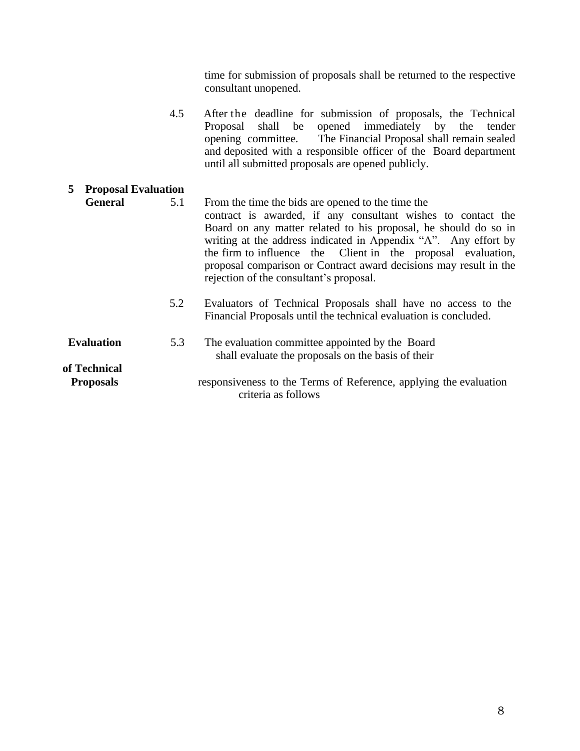time for submission of proposals shall be returned to the respective consultant unopened.

4.5 After the deadline for submission of proposals, the Technical Proposal shall be opened immediately by the tender opening committee. The Financial Proposal shall remain sealed and deposited with a responsible officer of the Board department until all submitted proposals are opened publicly.

## 5 Proposal Evaluation

**General**

5.1 From the time the bids are opened to the time the contract is awarded, if any consultant wishes to contact the Board on any matter related to his proposal, he should do so in writing at the address indicated in Appendix "A". Any effort by the firm to influence the Client in the proposal evaluation, proposal comparison or Contract award decisions may result in the rejection of the consultant's proposal.

5.2 Evaluators of Technical Proposals shall have no access to the Financial Proposals until the technical evaluation is concluded.

**Evaluation of Technical Proposals**

5.3 The evaluation committee appointed by the Board shall evaluate the proposals on the basis of their responsiveness to the Terms of Reference, applying the evaluation criteria as follows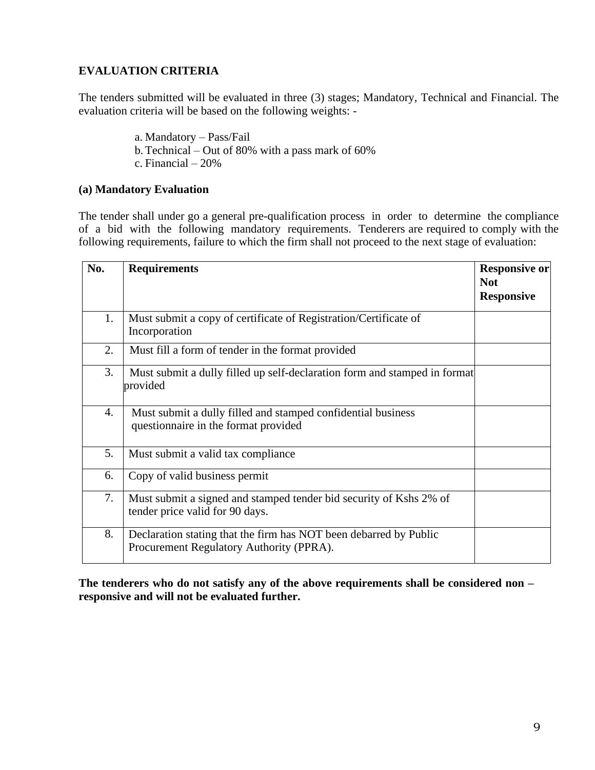## EVALUATION CRITERIA

The tenders submitted will be evaluated in three (3) stages; Mandatory, Technical and Financial. The evaluation criteria will be based on the following weights: -

a. Mandatory – Pass/Fail
b. Technical – Out of 80% with a pass mark of 60%
c. Financial – 20%

### (a) Mandatory Evaluation

The tender shall under go a general pre-qualification process in order to determine the compliance of a bid with the following mandatory requirements. Tenderers are required to comply with the following requirements, failure to which the firm shall not proceed to the next stage of evaluation:

| No. | Requirements | Responsive or Not Responsive |
|---|---|---|
| 1. | Must submit a copy of certificate of Registration/Certificate of Incorporation | |
| 2. | Must fill a form of tender in the format provided | |
| 3. | Must submit a dully filled up self-declaration form and stamped in format provided | |
| 4. | Must submit a dully filled and stamped confidential business questionnaire in the format provided | |
| 5. | Must submit a valid tax compliance | |
| 6. | Copy of valid business permit | |
| 7. | Must submit a signed and stamped tender bid security of Kshs 2% of tender price valid for 90 days. | |
| 8. | Declaration stating that the firm has NOT been debarred by Public Procurement Regulatory Authority (PPRA). | |

**The tenderers who do not satisfy any of the above requirements shall be considered non – responsive and will not be evaluated further.**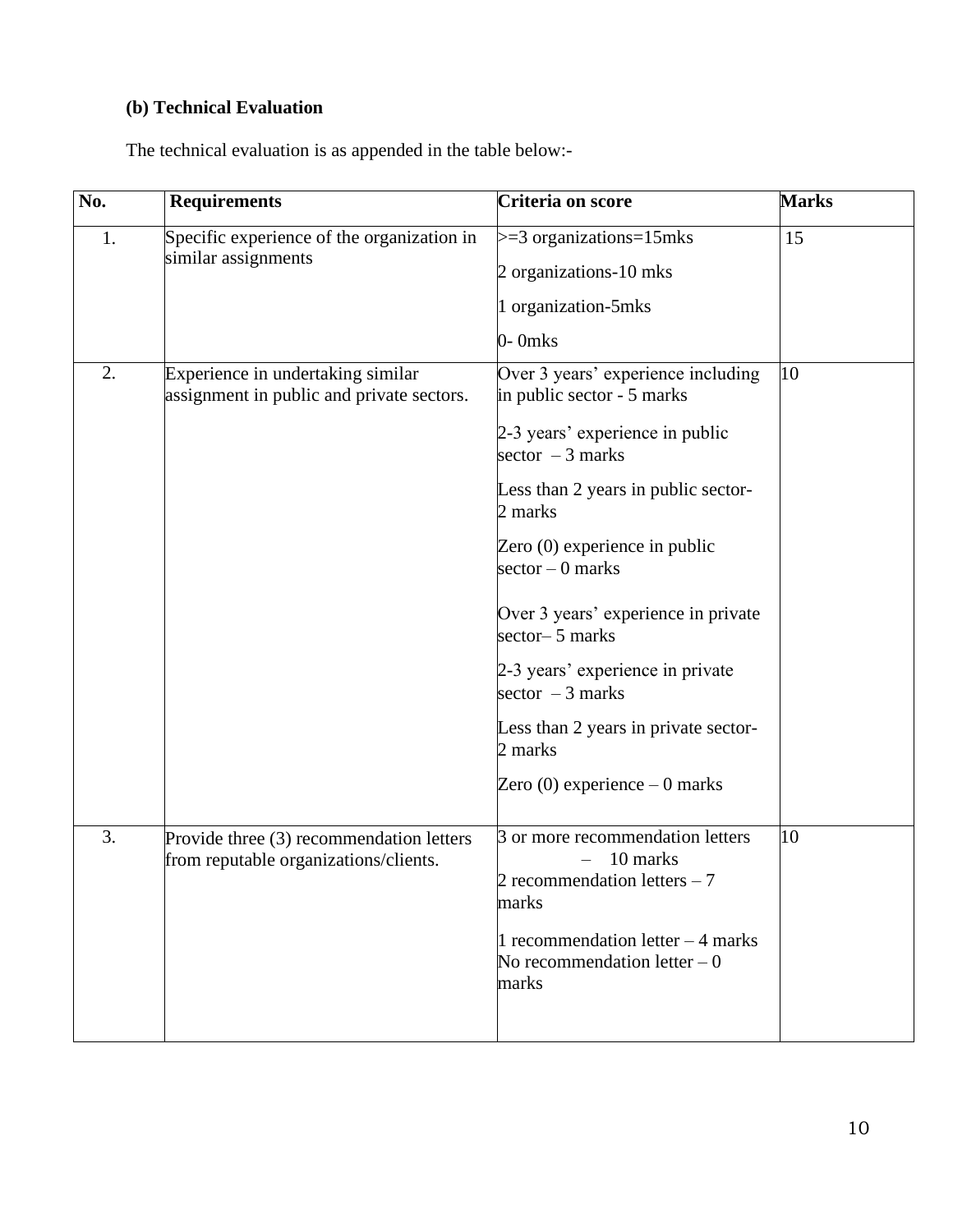**(b) Technical Evaluation**

The technical evaluation is as appended in the table below:-

| No. | Requirements | Criteria on score | Marks |
|---|---|---|---|
| 1. | Specific experience of the organization in similar assignments | >=3 organizations=15mks<br>2 organizations-10 mks<br>1 organization-5mks<br>0- 0mks | 15 |
| 2. | Experience in undertaking similar assignment in public and private sectors. | Over 3 years' experience including in public sector - 5 marks<br>2-3 years' experience in public sector – 3 marks<br>Less than 2 years in public sector- 2 marks<br>Zero (0) experience in public sector – 0 marks<br>Over 3 years' experience in private sector– 5 marks<br>2-3 years' experience in private sector – 3 marks<br>Less than 2 years in private sector- 2 marks<br>Zero (0) experience – 0 marks | 10 |
| 3. | Provide three (3) recommendation letters from reputable organizations/clients. | 3 or more recommendation letters – 10 marks<br>2 recommendation letters – 7 marks<br>1 recommendation letter – 4 marks<br>No recommendation letter – 0 marks | 10 |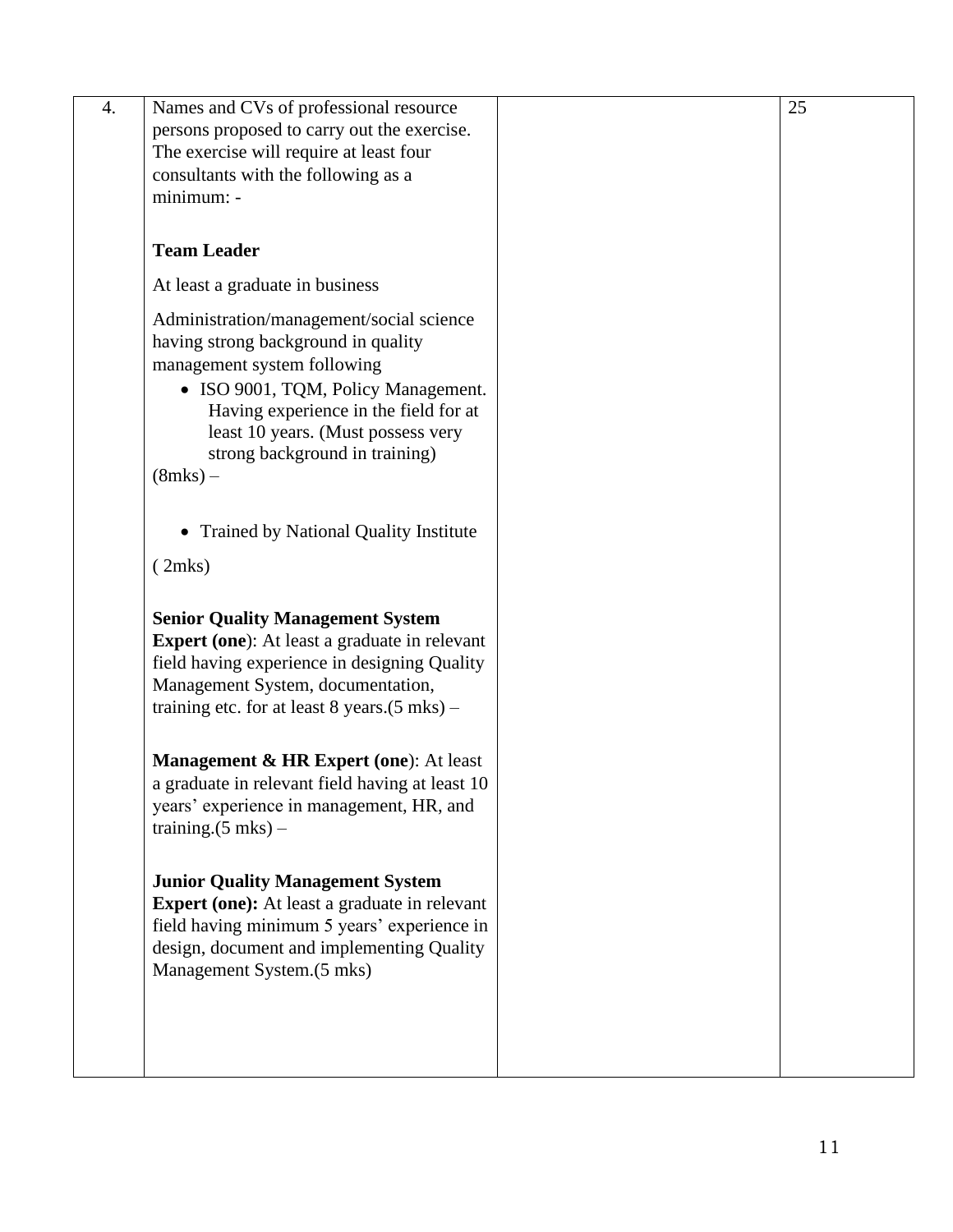| 4. | Names and CVs of professional resource persons proposed to carry out the exercise. The exercise will require at least four consultants with the following as a minimum: -<br><br>**Team Leader**<br><br>At least a graduate in business<br><br>Administration/management/social science having strong background in quality management system following<br>• ISO 9001, TQM, Policy Management. Having experience in the field for at least 10 years. (Must possess very strong background in training)<br>(8mks) –<br><br>• Trained by National Quality Institute<br>( 2mks)<br><br>**Senior Quality Management System Expert (one**): At least a graduate in relevant field having experience in designing Quality Management System, documentation, training etc. for at least 8 years.(5 mks) –<br><br>**Management & HR Expert (one**): At least a graduate in relevant field having at least 10 years' experience in management, HR, and training.(5 mks) –<br><br>**Junior Quality Management System Expert (one):** At least a graduate in relevant field having minimum 5 years' experience in design, document and implementing Quality Management System.(5 mks) | | 25 |
|---|---|---|---|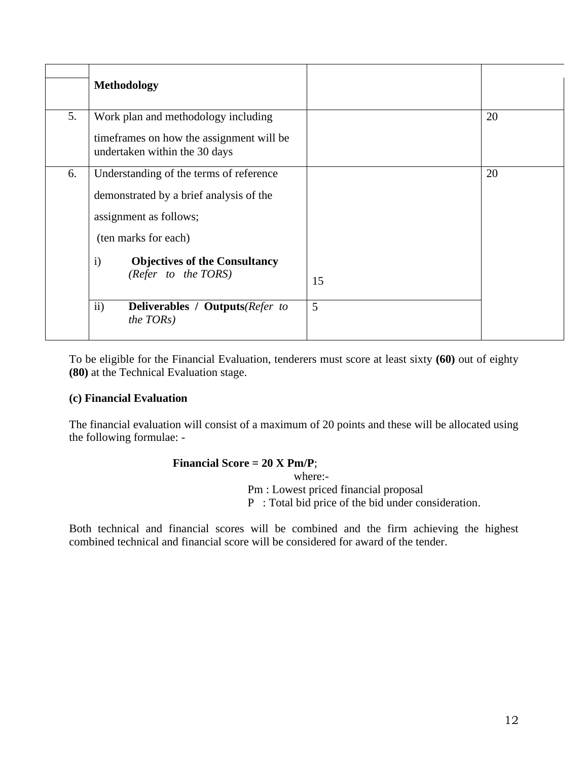| | | | |
|---|---|---|---|
| | **Methodology** | | |
| 5. | Work plan and methodology including timeframes on how the assignment will be undertaken within the 30 days | | 20 |
| 6. | Understanding of the terms of reference demonstrated by a brief analysis of the assignment as follows; (ten marks for each) | | 20 |
| | i) **Objectives of the Consultancy** *(Refer to the TORS)* | 15 | |
| | ii) **Deliverables / Outputs***(Refer to the TORs)* | 5 | |

To be eligible for the Financial Evaluation, tenderers must score at least sixty **(60)** out of eighty **(80)** at the Technical Evaluation stage.

**(c) Financial Evaluation**

The financial evaluation will consist of a maximum of 20 points and these will be allocated using the following formulae: -

**Financial Score = 20 X Pm/P**;

where:-

Pm : Lowest priced financial proposal

P : Total bid price of the bid under consideration.

Both technical and financial scores will be combined and the firm achieving the highest combined technical and financial score will be considered for award of the tender.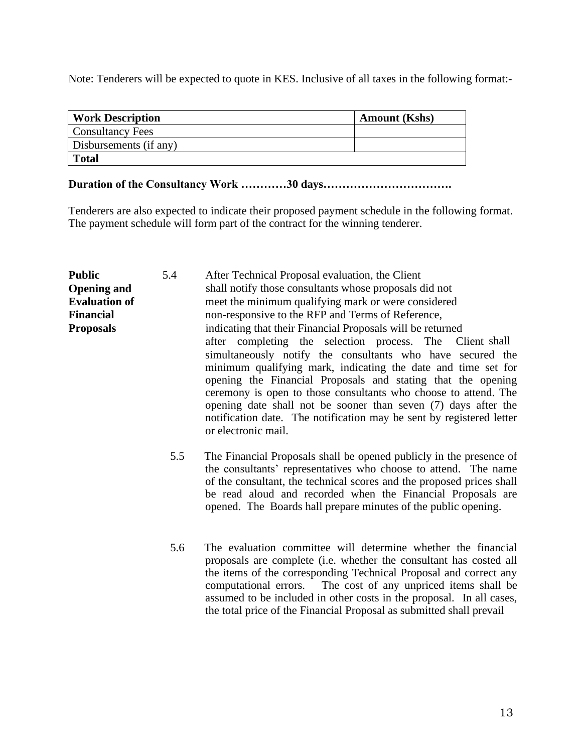Note: Tenderers will be expected to quote in KES. Inclusive of all taxes in the following format:-

| Work Description | Amount (Kshs) |
|---|---|
| Consultancy Fees | |
| Disbursements (if any) | |
| **Total** | |

**Duration of the Consultancy Work …………30 days…………………………….**

Tenderers are also expected to indicate their proposed payment schedule in the following format. The payment schedule will form part of the contract for the winning tenderer.

**Public Opening and Evaluation of Financial Proposals**

5.4 After Technical Proposal evaluation, the Client shall notify those consultants whose proposals did not meet the minimum qualifying mark or were considered non-responsive to the RFP and Terms of Reference, indicating that their Financial Proposals will be returned after completing the selection process. The Client shall simultaneously notify the consultants who have secured the minimum qualifying mark, indicating the date and time set for opening the Financial Proposals and stating that the opening ceremony is open to those consultants who choose to attend. The opening date shall not be sooner than seven (7) days after the notification date. The notification may be sent by registered letter or electronic mail.

5.5 The Financial Proposals shall be opened publicly in the presence of the consultants' representatives who choose to attend. The name of the consultant, the technical scores and the proposed prices shall be read aloud and recorded when the Financial Proposals are opened. The Boards hall prepare minutes of the public opening.

5.6 The evaluation committee will determine whether the financial proposals are complete (i.e. whether the consultant has costed all the items of the corresponding Technical Proposal and correct any computational errors. The cost of any unpriced items shall be assumed to be included in other costs in the proposal. In all cases, the total price of the Financial Proposal as submitted shall prevail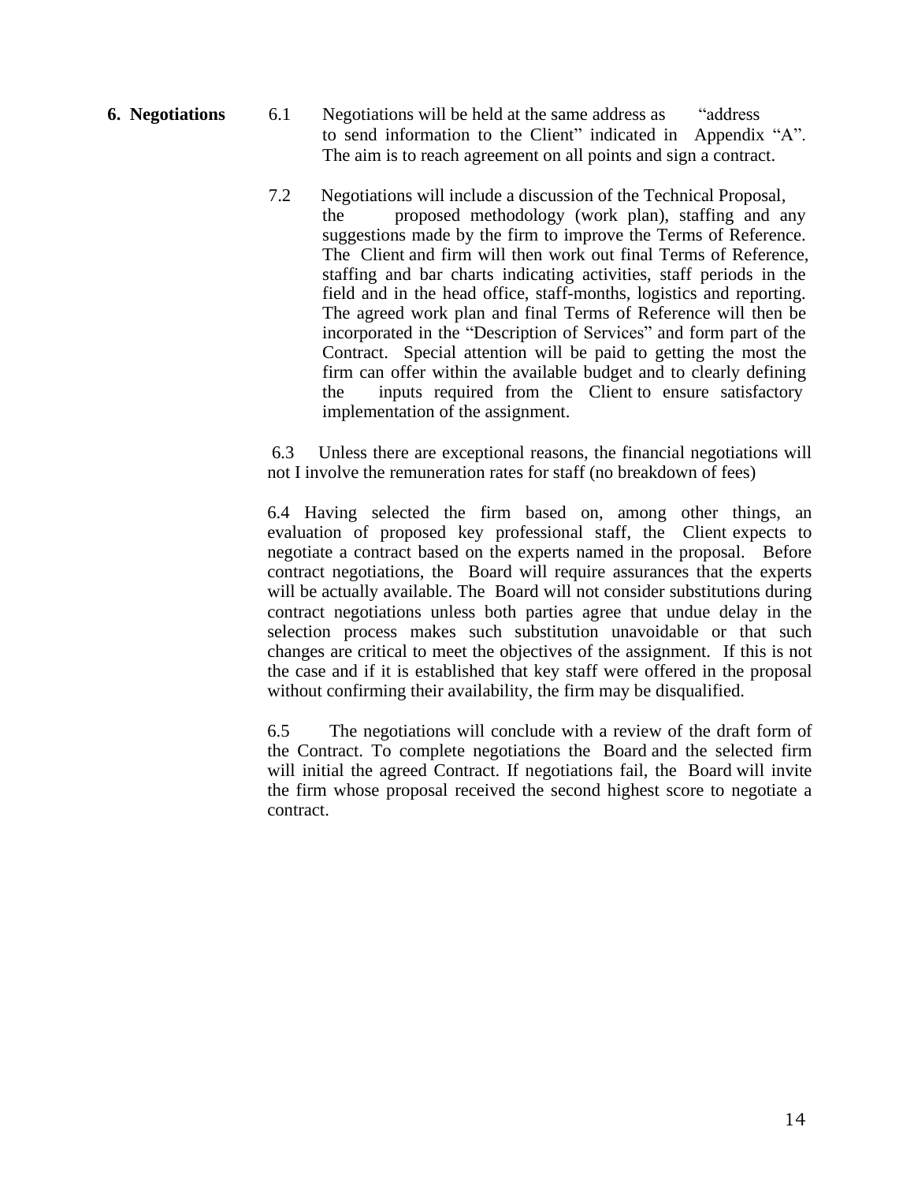**6. Negotiations**

6.1 Negotiations will be held at the same address as "address to send information to the Client" indicated in Appendix "A". The aim is to reach agreement on all points and sign a contract.

7.2 Negotiations will include a discussion of the Technical Proposal, the proposed methodology (work plan), staffing and any suggestions made by the firm to improve the Terms of Reference. The Client and firm will then work out final Terms of Reference, staffing and bar charts indicating activities, staff periods in the field and in the head office, staff-months, logistics and reporting. The agreed work plan and final Terms of Reference will then be incorporated in the "Description of Services" and form part of the Contract. Special attention will be paid to getting the most the firm can offer within the available budget and to clearly defining the inputs required from the Client to ensure satisfactory implementation of the assignment.

6.3 Unless there are exceptional reasons, the financial negotiations will not I involve the remuneration rates for staff (no breakdown of fees)

6.4 Having selected the firm based on, among other things, an evaluation of proposed key professional staff, the Client expects to negotiate a contract based on the experts named in the proposal. Before contract negotiations, the Board will require assurances that the experts will be actually available. The Board will not consider substitutions during contract negotiations unless both parties agree that undue delay in the selection process makes such substitution unavoidable or that such changes are critical to meet the objectives of the assignment. If this is not the case and if it is established that key staff were offered in the proposal without confirming their availability, the firm may be disqualified.

6.5 The negotiations will conclude with a review of the draft form of the Contract. To complete negotiations the Board and the selected firm will initial the agreed Contract. If negotiations fail, the Board will invite the firm whose proposal received the second highest score to negotiate a contract.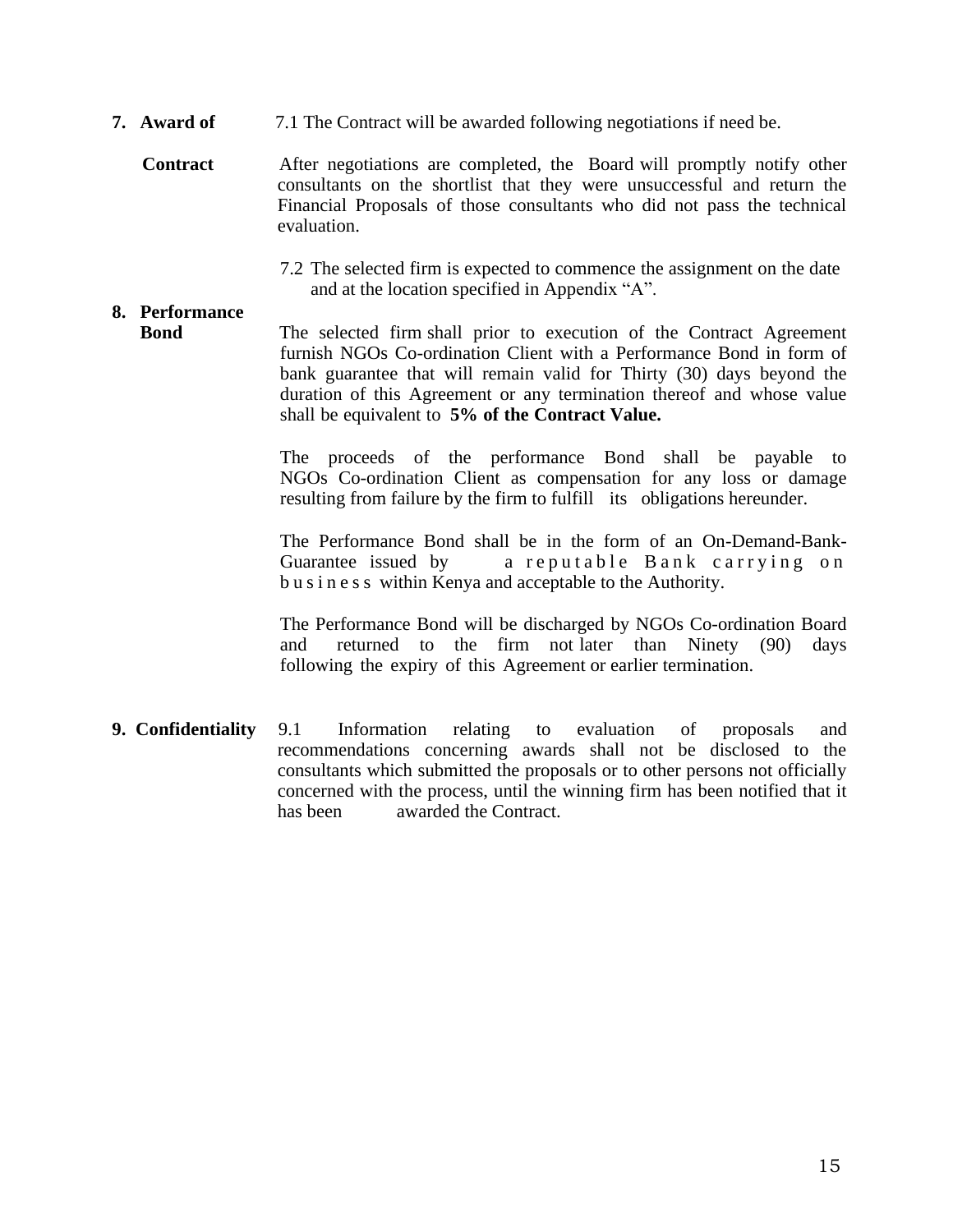**7. Award of Contract**

7.1 The Contract will be awarded following negotiations if need be.

After negotiations are completed, the Board will promptly notify other consultants on the shortlist that they were unsuccessful and return the Financial Proposals of those consultants who did not pass the technical evaluation.

7.2 The selected firm is expected to commence the assignment on the date and at the location specified in Appendix "A".

**8. Performance Bond**

The selected firm shall prior to execution of the Contract Agreement furnish NGOs Co-ordination Client with a Performance Bond in form of bank guarantee that will remain valid for Thirty (30) days beyond the duration of this Agreement or any termination thereof and whose value shall be equivalent to **5% of the Contract Value.**

The proceeds of the performance Bond shall be payable to NGOs Co-ordination Client as compensation for any loss or damage resulting from failure by the firm to fulfill its obligations hereunder.

The Performance Bond shall be in the form of an On-Demand-Bank-Guarantee issued by a reputable Bank carrying on business within Kenya and acceptable to the Authority.

The Performance Bond will be discharged by NGOs Co-ordination Board and returned to the firm not later than Ninety (90) days following the expiry of this Agreement or earlier termination.

**9. Confidentiality**

9.1 Information relating to evaluation of proposals and recommendations concerning awards shall not be disclosed to the consultants which submitted the proposals or to other persons not officially concerned with the process, until the winning firm has been notified that it has been awarded the Contract.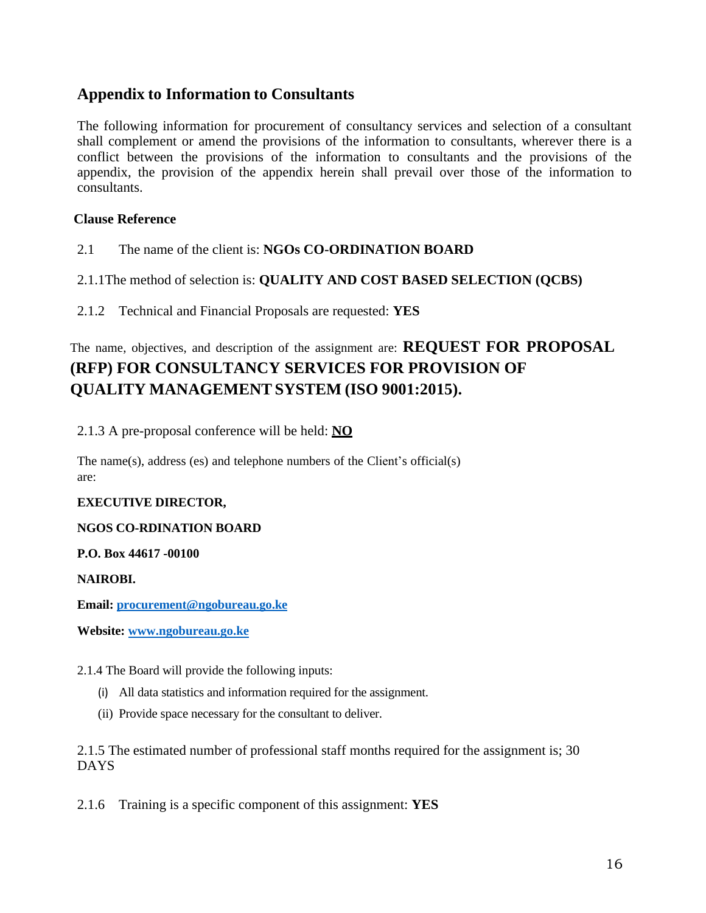## Appendix to Information to Consultants

The following information for procurement of consultancy services and selection of a consultant shall complement or amend the provisions of the information to consultants, wherever there is a conflict between the provisions of the information to consultants and the provisions of the appendix, the provision of the appendix herein shall prevail over those of the information to consultants.

**Clause Reference**

2.1 The name of the client is: **NGOs CO-ORDINATION BOARD**

2.1.1The method of selection is: **QUALITY AND COST BASED SELECTION (QCBS)**

2.1.2 Technical and Financial Proposals are requested: **YES**

The name, objectives, and description of the assignment are: **REQUEST FOR PROPOSAL (RFP) FOR CONSULTANCY SERVICES FOR PROVISION OF QUALITY MANAGEMENT SYSTEM (ISO 9001:2015).**

2.1.3 A pre-proposal conference will be held: **NO**

The name(s), address (es) and telephone numbers of the Client's official(s) are:

**EXECUTIVE DIRECTOR,**

**NGOS CO-RDINATION BOARD**

**P.O. Box 44617 -00100**

**NAIROBI.**

**Email:** procurement@ngobureau.go.ke

**Website:** www.ngobureau.go.ke

2.1.4 The Board will provide the following inputs:

(i) All data statistics and information required for the assignment.

(ii) Provide space necessary for the consultant to deliver.

2.1.5 The estimated number of professional staff months required for the assignment is; 30 DAYS

2.1.6 Training is a specific component of this assignment: **YES**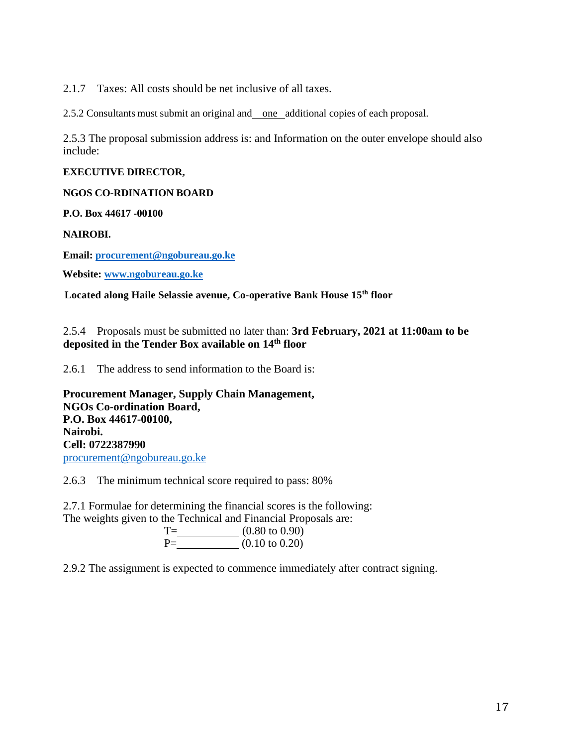2.1.7 Taxes: All costs should be net inclusive of all taxes.

2.5.2 Consultants must submit an original and \_\_one\_\_ additional copies of each proposal.

2.5.3 The proposal submission address is: and Information on the outer envelope should also include:

**EXECUTIVE DIRECTOR,**

**NGOS CO-RDINATION BOARD**

**P.O. Box 44617 -00100**

**NAIROBI.**

**Email: procurement@ngobureau.go.ke**

**Website: www.ngobureau.go.ke**

**Located along Haile Selassie avenue, Co-operative Bank House 15th floor**

2.5.4 Proposals must be submitted no later than: **3rd February, 2021 at 11:00am to be deposited in the Tender Box available on 14th floor**

2.6.1 The address to send information to the Board is:

**Procurement Manager, Supply Chain Management,**
**NGOs Co-ordination Board,**
**P.O. Box 44617-00100,**
**Nairobi.**
**Cell: 0722387990**
procurement@ngobureau.go.ke

2.6.3 The minimum technical score required to pass: 80%

2.7.1 Formulae for determining the financial scores is the following:
The weights given to the Technical and Financial Proposals are:

T=\_\_\_\_\_\_\_\_\_\_\_ (0.80 to 0.90)
P=\_\_\_\_\_\_\_\_\_\_\_ (0.10 to 0.20)

2.9.2 The assignment is expected to commence immediately after contract signing.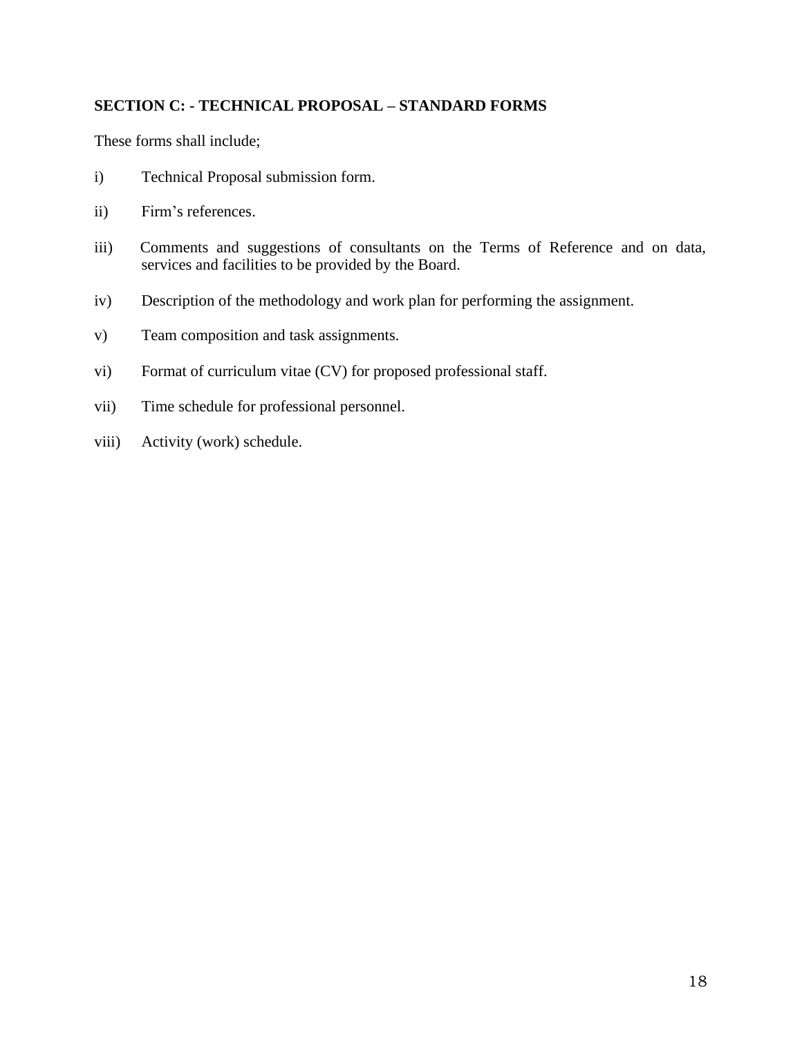**SECTION C: - TECHNICAL PROPOSAL – STANDARD FORMS**

These forms shall include;

i) Technical Proposal submission form.

ii) Firm's references.

iii) Comments and suggestions of consultants on the Terms of Reference and on data, services and facilities to be provided by the Board.

iv) Description of the methodology and work plan for performing the assignment.

v) Team composition and task assignments.

vi) Format of curriculum vitae (CV) for proposed professional staff.

vii) Time schedule for professional personnel.

viii) Activity (work) schedule.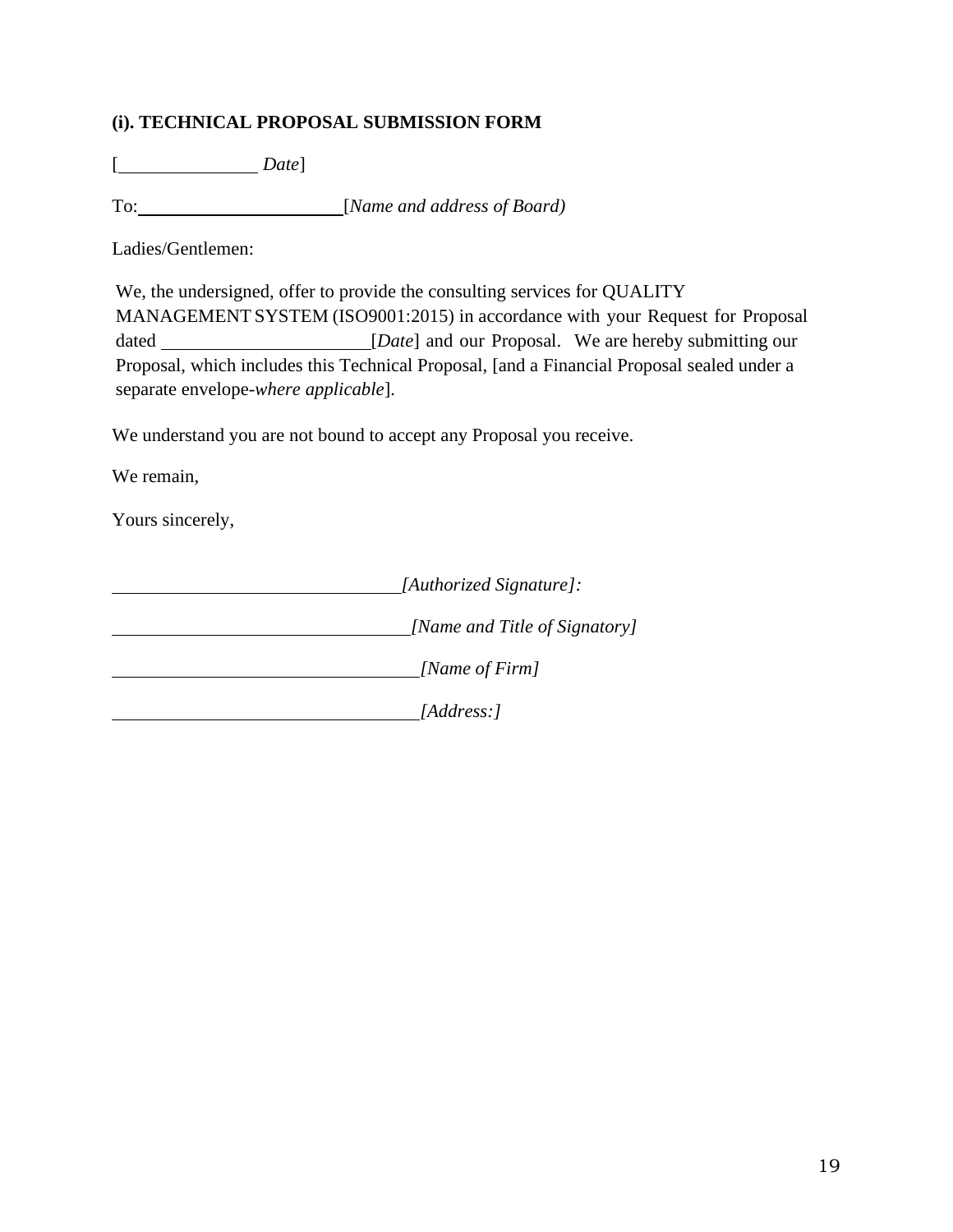### (i). TECHNICAL PROPOSAL SUBMISSION FORM

[______________ *Date*]

To:______________________ [*Name and address of Board)*

Ladies/Gentlemen:

We, the undersigned, offer to provide the consulting services for QUALITY MANAGEMENT SYSTEM (ISO9001:2015) in accordance with your Request for Proposal dated ______________________ [*Date*] and our Proposal. We are hereby submitting our Proposal, which includes this Technical Proposal, [and a Financial Proposal sealed under a separate envelope-*where applicable*].

We understand you are not bound to accept any Proposal you receive.

We remain,

Yours sincerely,

_______________________________ *[Authorized Signature]:*

_______________________________ *[Name and Title of Signatory]*

_______________________________ *[Name of Firm]*

_______________________________ *[Address:]*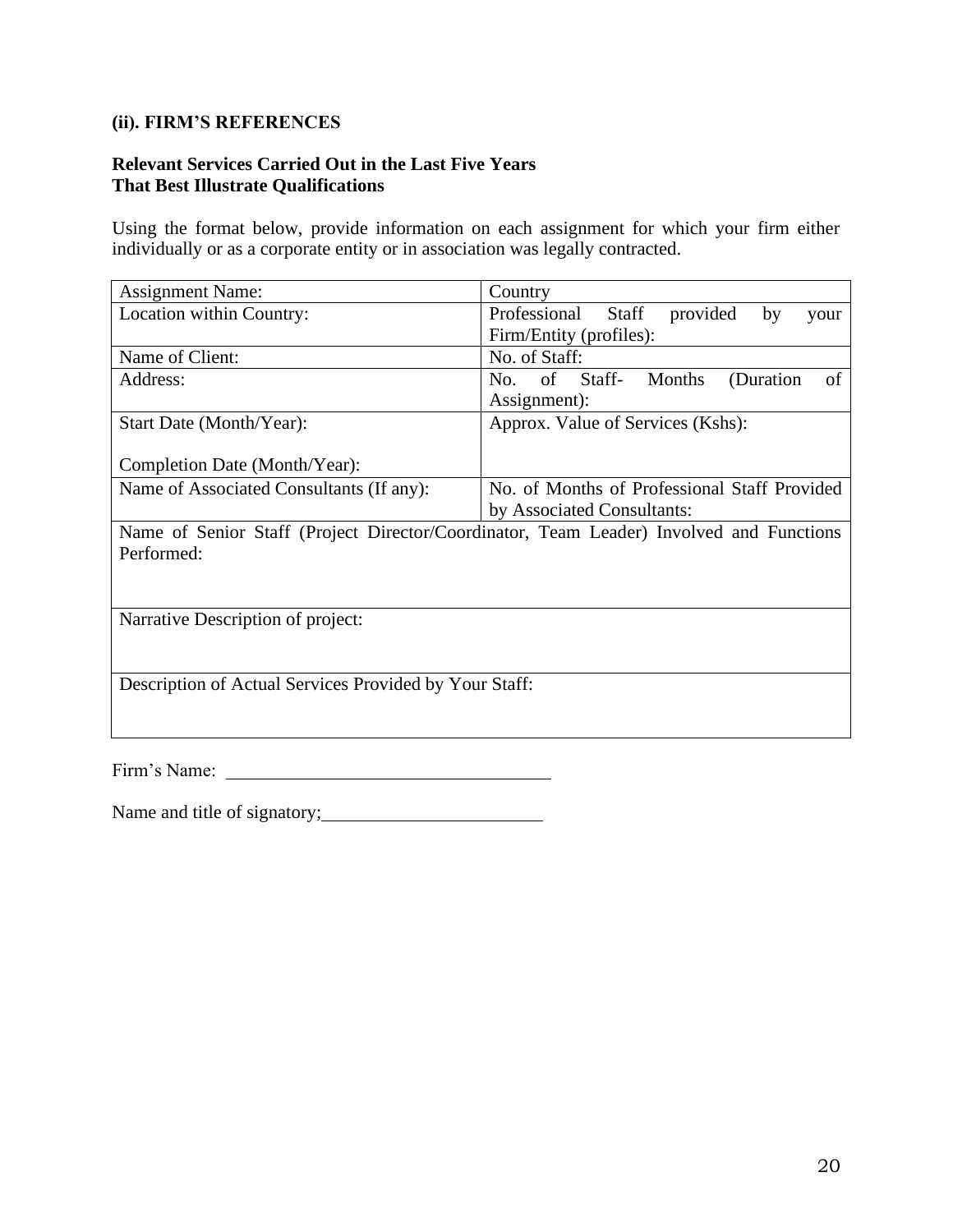### (ii). FIRM'S REFERENCES

**Relevant Services Carried Out in the Last Five Years**
**That Best Illustrate Qualifications**

Using the format below, provide information on each assignment for which your firm either individually or as a corporate entity or in association was legally contracted.

| Assignment Name: | Country |
|---|---|
| Location within Country: | Professional Staff provided by your Firm/Entity (profiles): |
| Name of Client: | No. of Staff: |
| Address: | No. of Staff- Months (Duration of Assignment): |
| Start Date (Month/Year):<br><br>Completion Date (Month/Year): | Approx. Value of Services (Kshs): |
| Name of Associated Consultants (If any): | No. of Months of Professional Staff Provided by Associated Consultants: |
| Name of Senior Staff (Project Director/Coordinator, Team Leader) Involved and Functions Performed: | |
| Narrative Description of project: | |
| Description of Actual Services Provided by Your Staff: | |

Firm's Name: ___________________________________

Name and title of signatory;________________________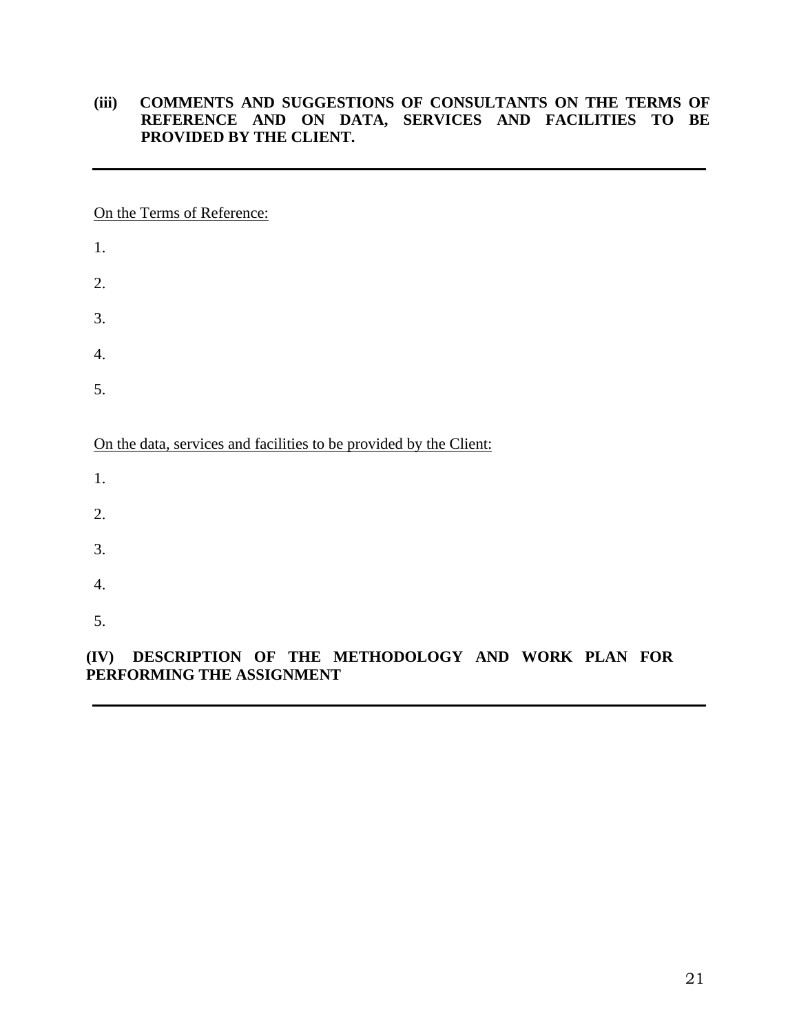### (iii) COMMENTS AND SUGGESTIONS OF CONSULTANTS ON THE TERMS OF REFERENCE AND ON DATA, SERVICES AND FACILITIES TO BE PROVIDED BY THE CLIENT.

---

On the Terms of Reference:

1.

2.

3.

4.

5.

On the data, services and facilities to be provided by the Client:

1.

2.

3.

4.

5.

### (IV) DESCRIPTION OF THE METHODOLOGY AND WORK PLAN FOR PERFORMING THE ASSIGNMENT

---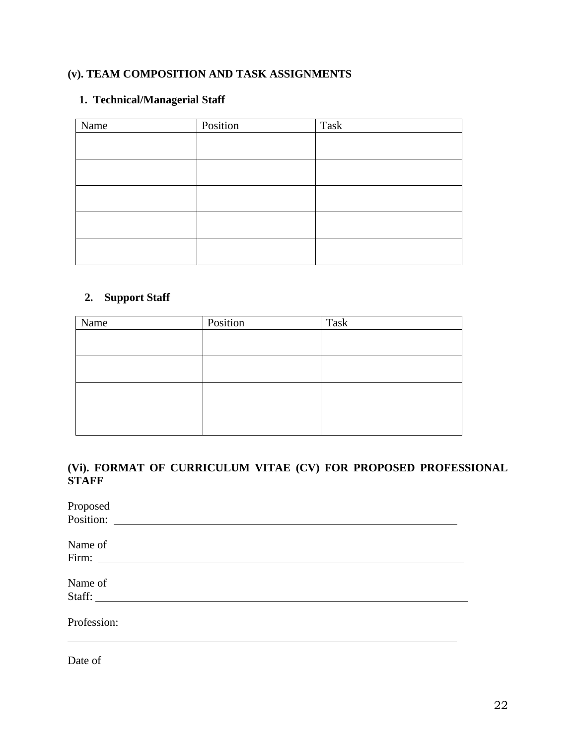### (v). TEAM COMPOSITION AND TASK ASSIGNMENTS

**1. Technical/Managerial Staff**

| Name | Position | Task |
|---|---|---|
| | | |
| | | |
| | | |
| | | |
| | | |

**2. Support Staff**

| Name | Position | Task |
|---|---|---|
| | | |
| | | |
| | | |
| | | |

### (Vi). FORMAT OF CURRICULUM VITAE (CV) FOR PROPOSED PROFESSIONAL STAFF

Proposed Position: ______________________________________________

Name of Firm: ______________________________________________

Name of Staff: ______________________________________________

Profession:

______________________________________________

Date of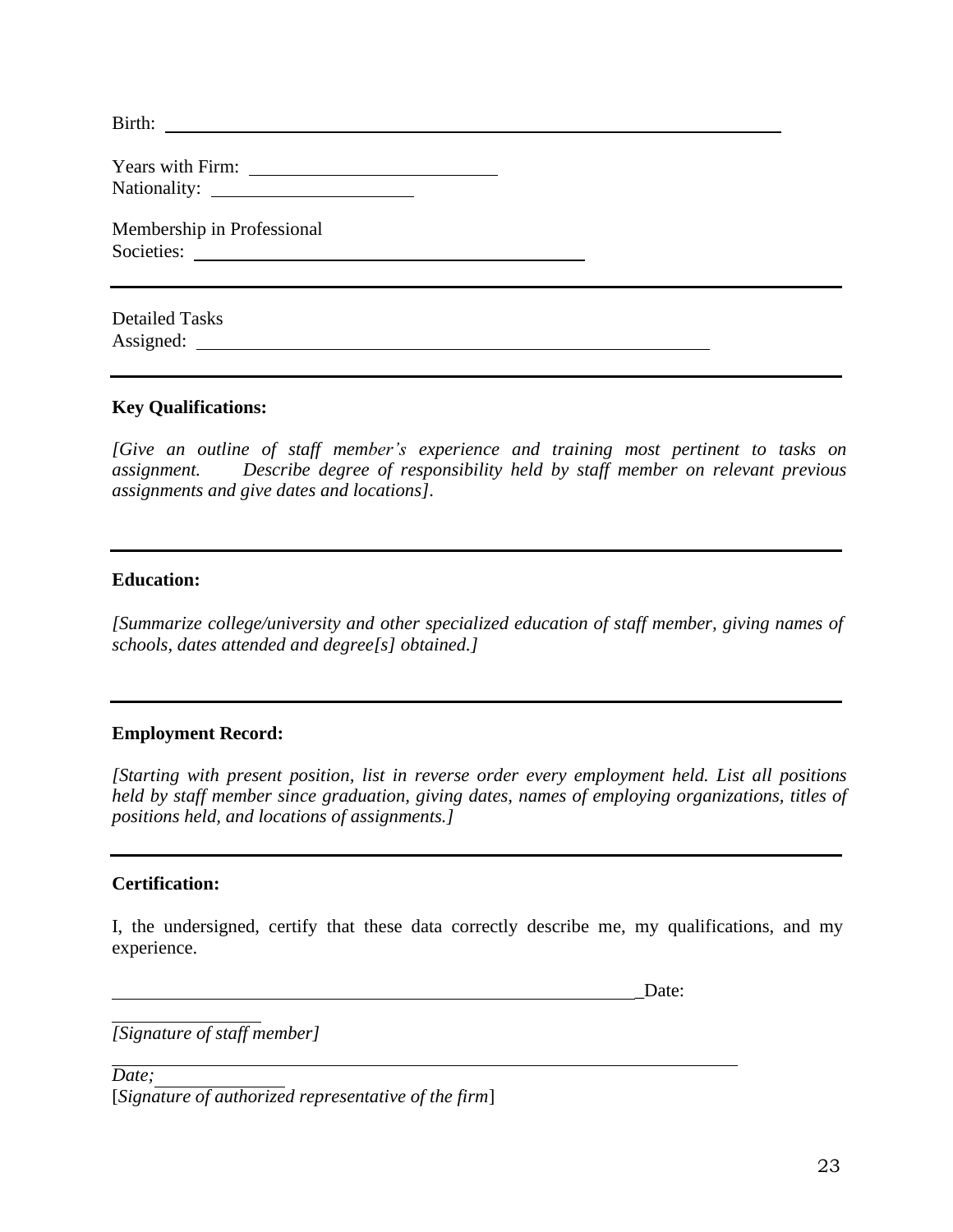Birth: ______________________________________________

Years with Firm: ________________________
Nationality: ____________________

Membership in Professional
Societies: ____________________________________

---

Detailed Tasks
Assigned: ______________________________________________

---

**Key Qualifications:**

*[Give an outline of staff member's experience and training most pertinent to tasks on assignment. Describe degree of responsibility held by staff member on relevant previous assignments and give dates and locations].*

---

**Education:**

*[Summarize college/university and other specialized education of staff member, giving names of schools, dates attended and degree[s] obtained.]*

---

**Employment Record:**

*[Starting with present position, list in reverse order every employment held. List all positions held by staff member since graduation, giving dates, names of employing organizations, titles of positions held, and locations of assignments.]*

---

**Certification:**

I, the undersigned, certify that these data correctly describe me, my qualifications, and my experience.

____________________________________________________ Date:
______________
*[Signature of staff member]*

______________________________________________________________
*Date;* ____________
[*Signature of authorized representative of the firm*]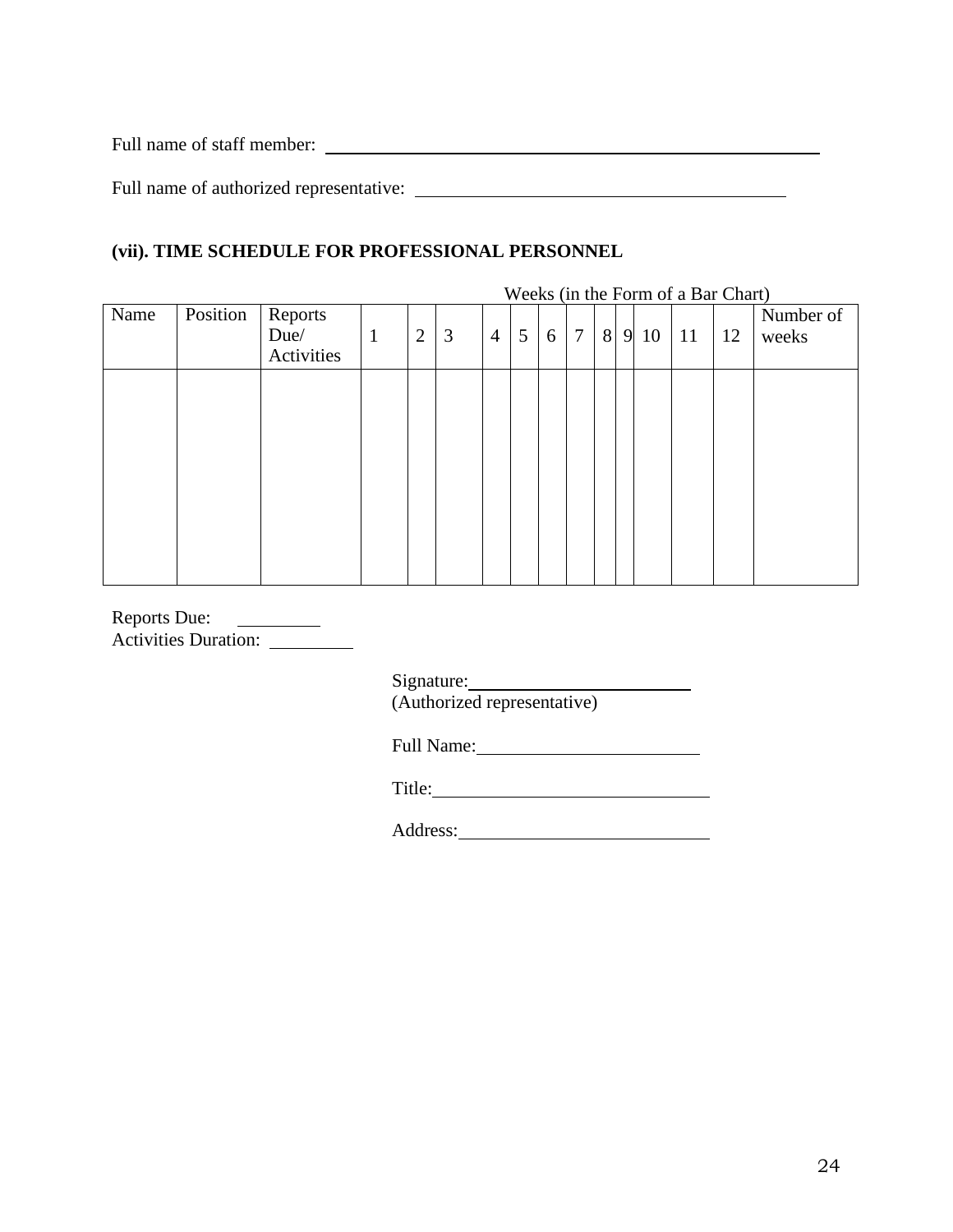Full name of staff member: ______________________________________________

Full name of authorized representative: ________________________________

### (vii). TIME SCHEDULE FOR PROFESSIONAL PERSONNEL

| Name | Position | Reports Due/ Activities | Weeks (in the Form of a Bar Chart) | | | | | | | | | | | | Number of weeks |
|---|---|---|---|---|---|---|---|---|---|---|---|---|---|---|---|
| | | | 1 | 2 | 3 | 4 | 5 | 6 | 7 | 8 | 9 | 10 | 11 | 12 | |
| | | | | | | | | | | | | | | | |

Reports Due: _________
Activities Duration: _________

Signature: ________________________
(Authorized representative)

Full Name: ________________________

Title: ____________________________

Address: __________________________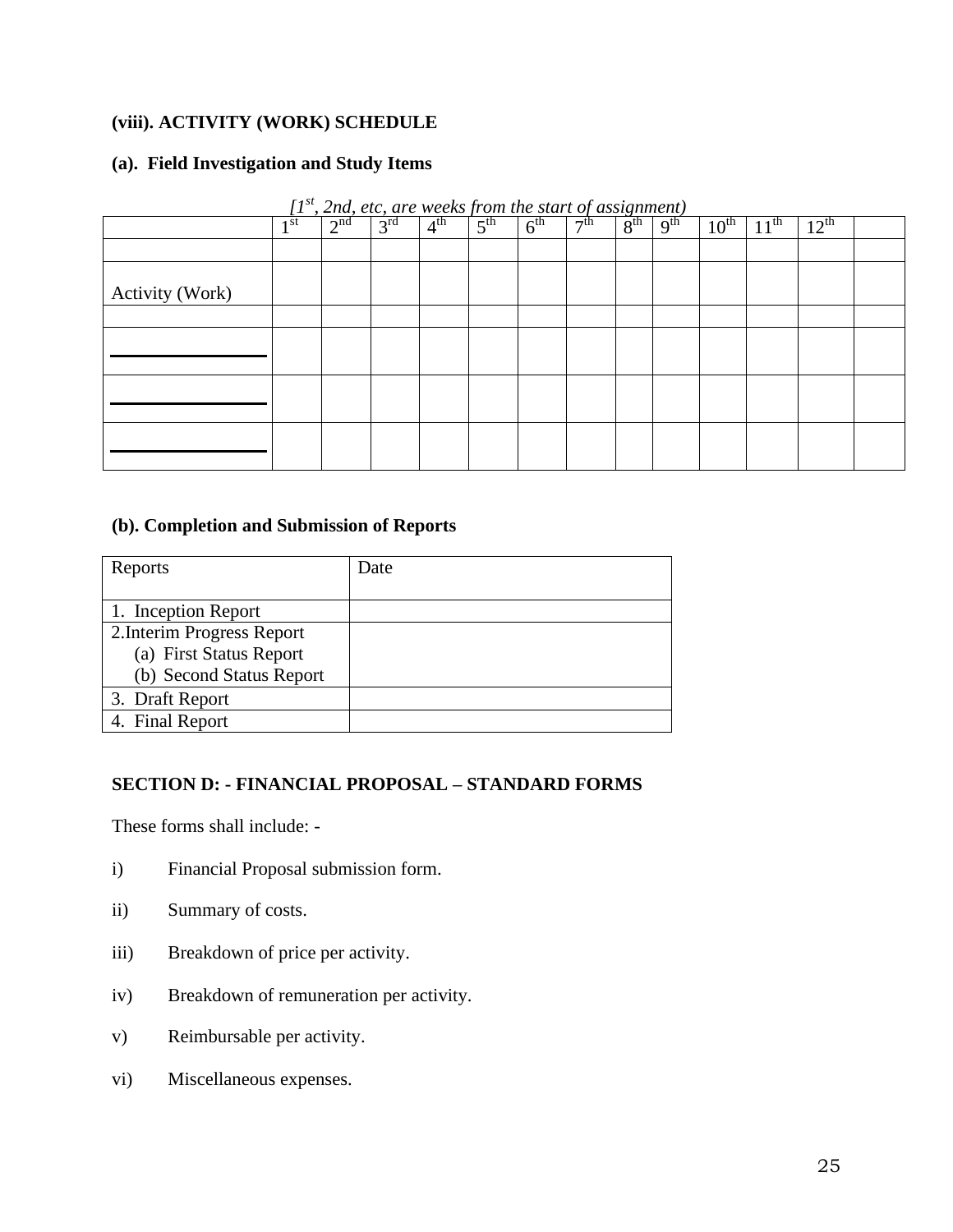**(viii). ACTIVITY (WORK) SCHEDULE**

**(a). Field Investigation and Study Items**

*[1st, 2nd, etc, are weeks from the start of assignment)*

| | 1st | 2nd | 3rd | 4th | 5th | 6th | 7th | 8th | 9th | 10th | 11th | 12th | |
|---|---|---|---|---|---|---|---|---|---|---|---|---|---|
| | | | | | | | | | | | | | |
| Activity (Work) | | | | | | | | | | | | | |
| | | | | | | | | | | | | | |
| ______________ | | | | | | | | | | | | | |
| ______________ | | | | | | | | | | | | | |
| ______________ | | | | | | | | | | | | | |

**(b). Completion and Submission of Reports**

| Reports | Date |
|---|---|
| 1. Inception Report | |
| 2.Interim Progress Report<br>(a) First Status Report<br>(b) Second Status Report | |
| 3. Draft Report | |
| 4. Final Report | |

**SECTION D: - FINANCIAL PROPOSAL – STANDARD FORMS**

These forms shall include: -

i) Financial Proposal submission form.

ii) Summary of costs.

iii) Breakdown of price per activity.

iv) Breakdown of remuneration per activity.

v) Reimbursable per activity.

vi) Miscellaneous expenses.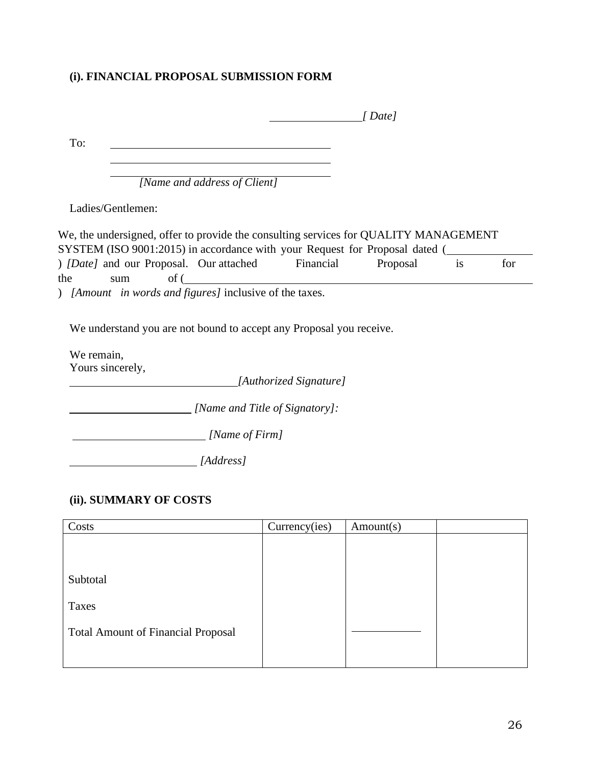**(i). FINANCIAL PROPOSAL SUBMISSION FORM**

________________*[ Date]*

To: ________________________________________

________________________________________

________________________________________

*[Name and address of Client]*

Ladies/Gentlemen:

We, the undersigned, offer to provide the consulting services for QUALITY MANAGEMENT SYSTEM (ISO 9001:2015) in accordance with your Request for Proposal dated (______________) *[Date]* and our Proposal. Our attached Financial Proposal is for the sum of (____________________________________________________________) *[Amount in words and figures]* inclusive of the taxes.

We understand you are not bound to accept any Proposal you receive.

We remain,
Yours sincerely,

______________________________*[Authorized Signature]*

______________________ *[Name and Title of Signatory]:*

______________________ *[Name of Firm]*

______________________ *[Address]*

**(ii). SUMMARY OF COSTS**

| Costs | Currency(ies) | Amount(s) | |
|---|---|---|---|
| | | | |
| Subtotal | | | |
| Taxes | | | |
| Total Amount of Financial Proposal | | ____________ | |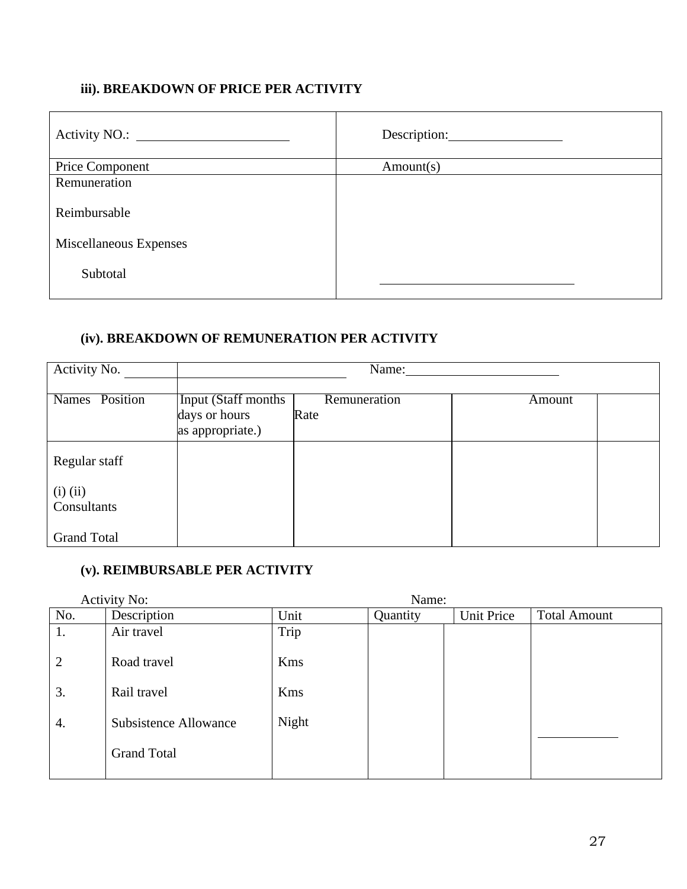### iii). BREAKDOWN OF PRICE PER ACTIVITY

| Activity NO.: ______________________ | Description: ________________ |
|---|---|
| Price Component | Amount(s) |
| Remuneration<br><br>Reimbursable<br><br>Miscellaneous Expenses<br><br>Subtotal | <br><br><br><br><br>____________________________ |

### (iv). BREAKDOWN OF REMUNERATION PER ACTIVITY

| Activity No. ________ | ________________________ Name: ______________________ | | | |
|---|---|---|---|---|
| Names Position | Input (Staff months days or hours as appropriate.) | Remuneration Rate | Amount | |
| Regular staff<br><br>(i) (ii)<br>Consultants<br><br>Grand Total | | | | |

### (v). REIMBURSABLE PER ACTIVITY

Activity No: Name:

| No. | Description | Unit | Quantity | Unit Price | Total Amount |
|---|---|---|---|---|---|
| 1. | Air travel | Trip | | | |
| 2 | Road travel | Kms | | | |
| 3. | Rail travel | Kms | | | |
| 4. | Subsistence Allowance | Night | | | ___________ |
| | Grand Total | | | | |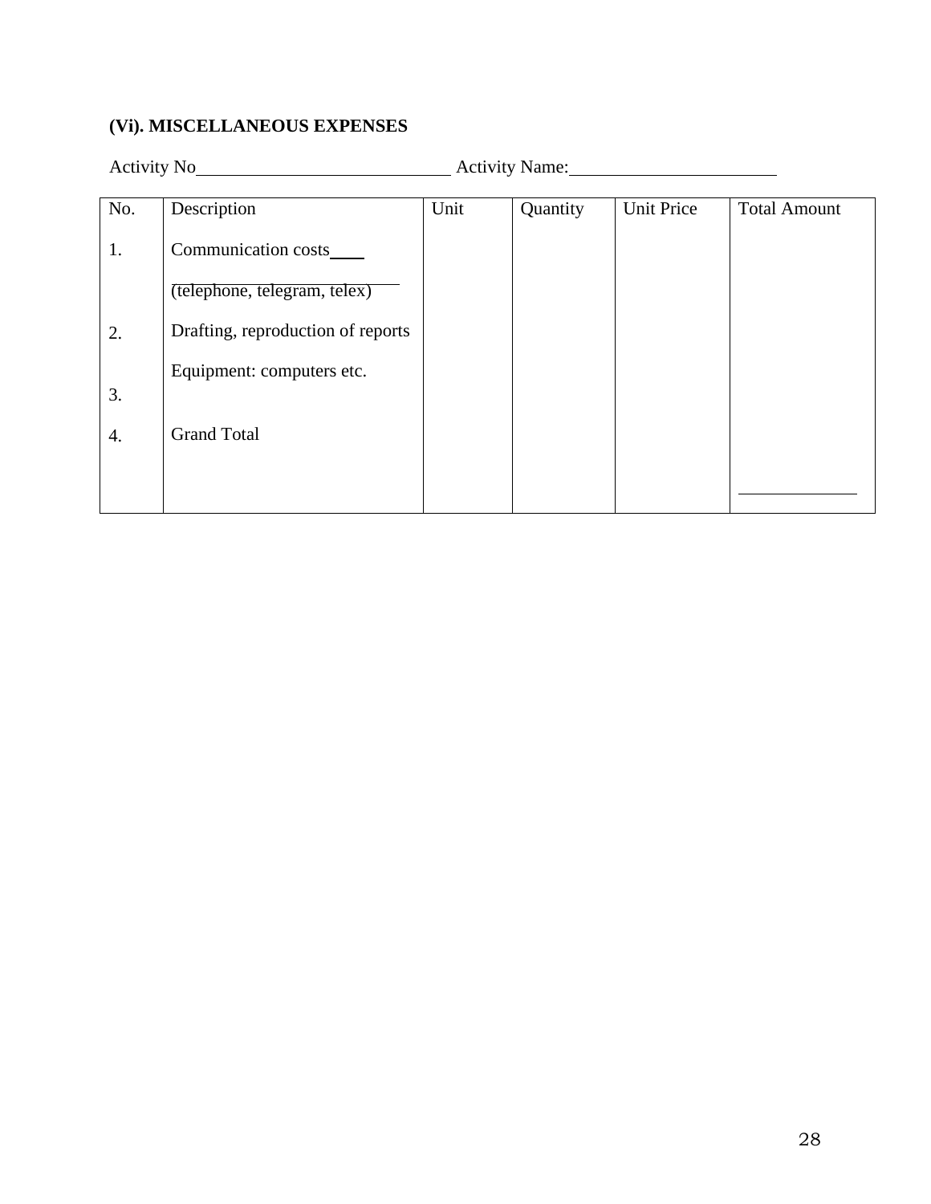### (Vi). MISCELLANEOUS EXPENSES

Activity No\_\_\_\_\_\_\_\_\_\_\_\_\_\_\_\_\_\_\_\_\_\_\_\_\_\_\_\_ Activity Name:\_\_\_\_\_\_\_\_\_\_\_\_\_\_\_\_\_\_\_\_\_\_

| No. | Description | Unit | Quantity | Unit Price | Total Amount |
|---|---|---|---|---|---|
| 1. | Communication costs\_\_\_\_ (telephone, telegram, telex) | | | | |
| 2. | Drafting, reproduction of reports | | | | |
| 3. | Equipment: computers etc. | | | | |
| 4. | Grand Total | | | | \_\_\_\_\_\_\_\_\_\_\_\_ |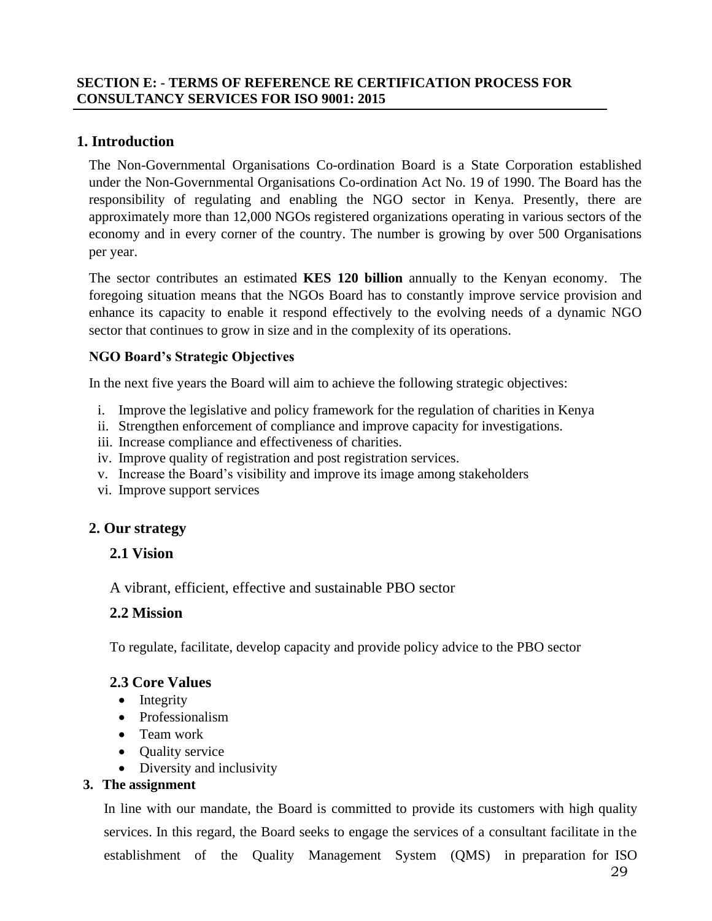**SECTION E: - TERMS OF REFERENCE RE CERTIFICATION PROCESS FOR CONSULTANCY SERVICES FOR ISO 9001: 2015**

## 1. Introduction

The Non-Governmental Organisations Co-ordination Board is a State Corporation established under the Non-Governmental Organisations Co-ordination Act No. 19 of 1990. The Board has the responsibility of regulating and enabling the NGO sector in Kenya. Presently, there are approximately more than 12,000 NGOs registered organizations operating in various sectors of the economy and in every corner of the country. The number is growing by over 500 Organisations per year.

The sector contributes an estimated **KES 120 billion** annually to the Kenyan economy. The foregoing situation means that the NGOs Board has to constantly improve service provision and enhance its capacity to enable it respond effectively to the evolving needs of a dynamic NGO sector that continues to grow in size and in the complexity of its operations.

**NGO Board's Strategic Objectives**

In the next five years the Board will aim to achieve the following strategic objectives:

i. Improve the legislative and policy framework for the regulation of charities in Kenya
ii. Strengthen enforcement of compliance and improve capacity for investigations.
iii. Increase compliance and effectiveness of charities.
iv. Improve quality of registration and post registration services.
v. Increase the Board's visibility and improve its image among stakeholders
vi. Improve support services

## 2. Our strategy

### 2.1 Vision

A vibrant, efficient, effective and sustainable PBO sector

### 2.2 Mission

To regulate, facilitate, develop capacity and provide policy advice to the PBO sector

### 2.3 Core Values

- Integrity
- Professionalism
- Team work
- Quality service
- Diversity and inclusivity

## 3. The assignment

In line with our mandate, the Board is committed to provide its customers with high quality services. In this regard, the Board seeks to engage the services of a consultant facilitate in the establishment of the Quality Management System (QMS) in preparation for ISO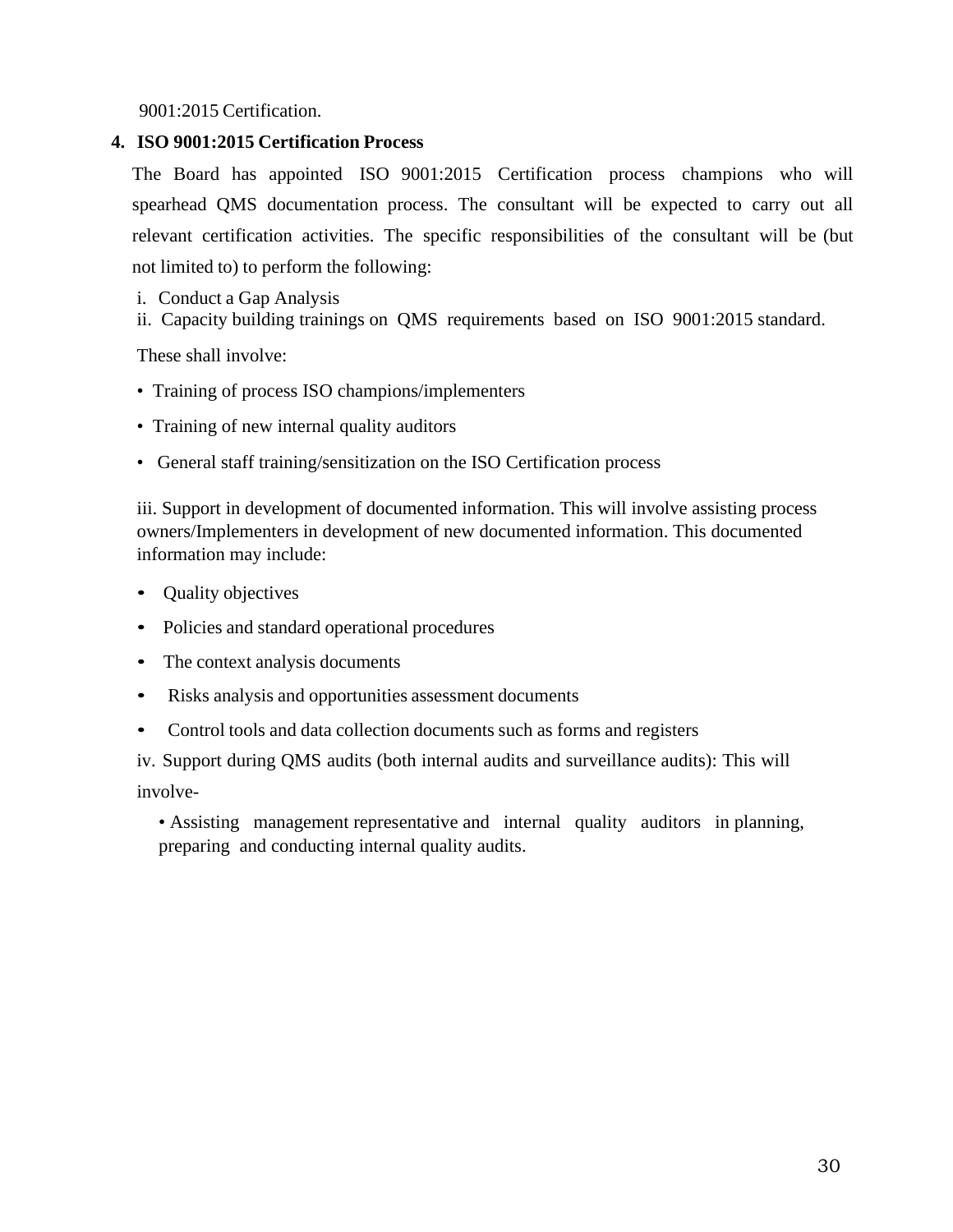9001:2015 Certification.

**4. ISO 9001:2015 Certification Process**

The Board has appointed ISO 9001:2015 Certification process champions who will spearhead QMS documentation process. The consultant will be expected to carry out all relevant certification activities. The specific responsibilities of the consultant will be (but not limited to) to perform the following:

i. Conduct a Gap Analysis
ii. Capacity building trainings on QMS requirements based on ISO 9001:2015 standard.

These shall involve:

- Training of process ISO champions/implementers
- Training of new internal quality auditors
- General staff training/sensitization on the ISO Certification process

iii. Support in development of documented information. This will involve assisting process owners/Implementers in development of new documented information. This documented information may include:

- Quality objectives
- Policies and standard operational procedures
- The context analysis documents
- Risks analysis and opportunities assessment documents
- Control tools and data collection documents such as forms and registers

iv. Support during QMS audits (both internal audits and surveillance audits): This will involve-

- Assisting management representative and internal quality auditors in planning, preparing and conducting internal quality audits.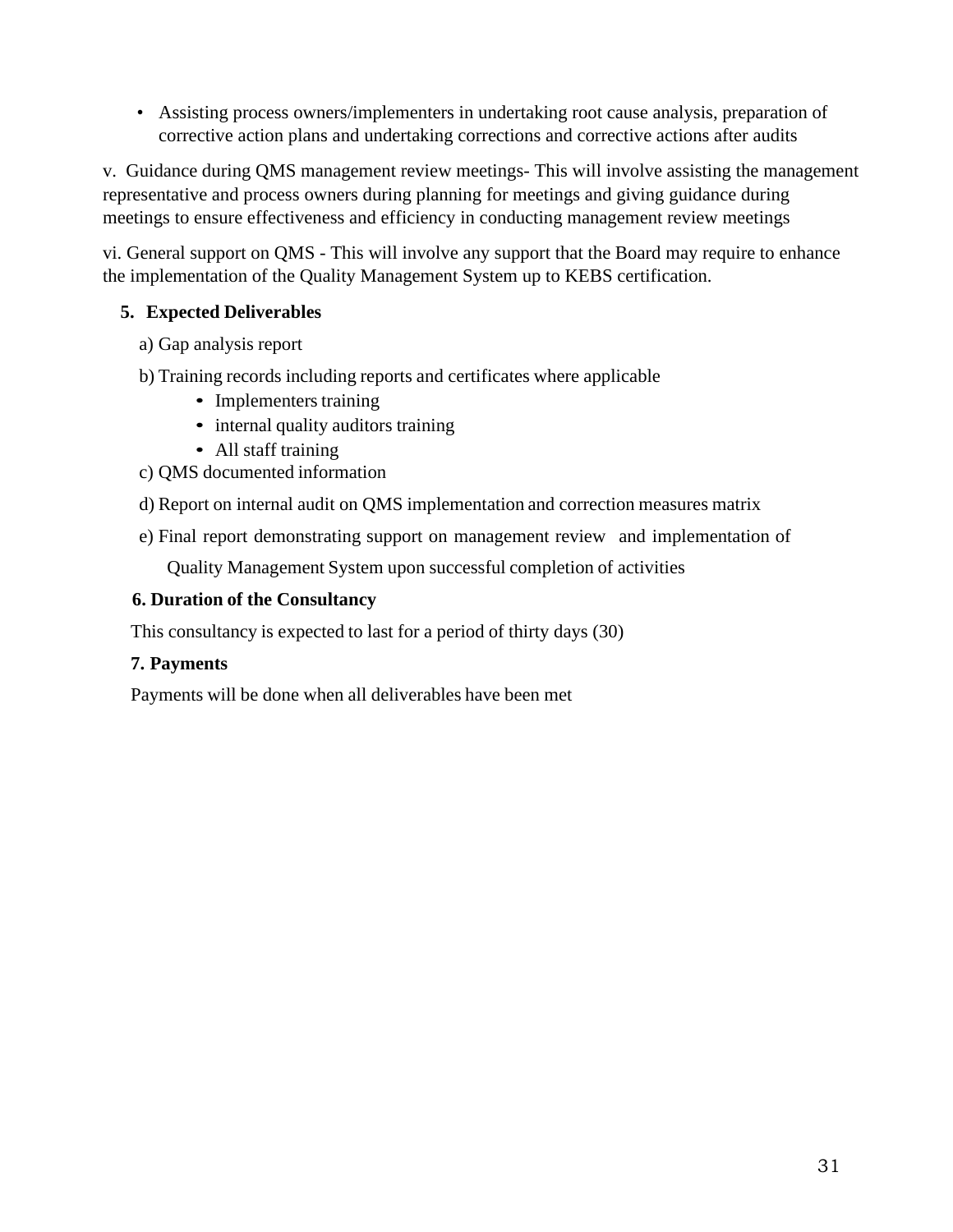- Assisting process owners/implementers in undertaking root cause analysis, preparation of corrective action plans and undertaking corrections and corrective actions after audits

v. Guidance during QMS management review meetings- This will involve assisting the management representative and process owners during planning for meetings and giving guidance during meetings to ensure effectiveness and efficiency in conducting management review meetings

vi. General support on QMS - This will involve any support that the Board may require to enhance the implementation of the Quality Management System up to KEBS certification.

## 5. Expected Deliverables

a) Gap analysis report

b) Training records including reports and certificates where applicable
   - Implementers training
   - internal quality auditors training
   - All staff training

c) QMS documented information

d) Report on internal audit on QMS implementation and correction measures matrix

e) Final report demonstrating support on management review and implementation of Quality Management System upon successful completion of activities

## 6. Duration of the Consultancy

This consultancy is expected to last for a period of thirty days (30)

## 7. Payments

Payments will be done when all deliverables have been met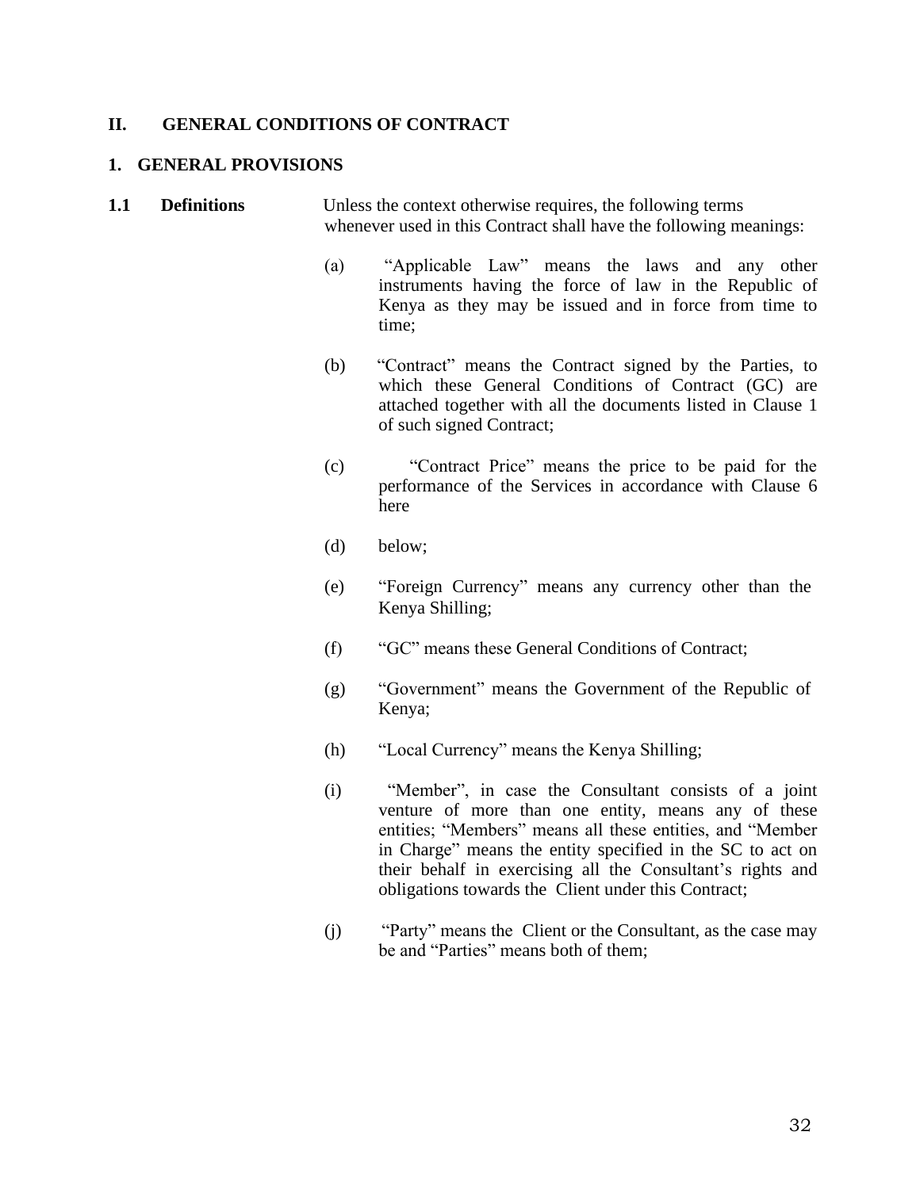## II. GENERAL CONDITIONS OF CONTRACT

### 1. GENERAL PROVISIONS

**1.1 Definitions**

Unless the context otherwise requires, the following terms whenever used in this Contract shall have the following meanings:

(a) "Applicable Law" means the laws and any other instruments having the force of law in the Republic of Kenya as they may be issued and in force from time to time;

(b) "Contract" means the Contract signed by the Parties, to which these General Conditions of Contract (GC) are attached together with all the documents listed in Clause 1 of such signed Contract;

(c) "Contract Price" means the price to be paid for the performance of the Services in accordance with Clause 6 here

(d) below;

(e) "Foreign Currency" means any currency other than the Kenya Shilling;

(f) "GC" means these General Conditions of Contract;

(g) "Government" means the Government of the Republic of Kenya;

(h) "Local Currency" means the Kenya Shilling;

(i) "Member", in case the Consultant consists of a joint venture of more than one entity, means any of these entities; "Members" means all these entities, and "Member in Charge" means the entity specified in the SC to act on their behalf in exercising all the Consultant's rights and obligations towards the Client under this Contract;

(j) "Party" means the Client or the Consultant, as the case may be and "Parties" means both of them;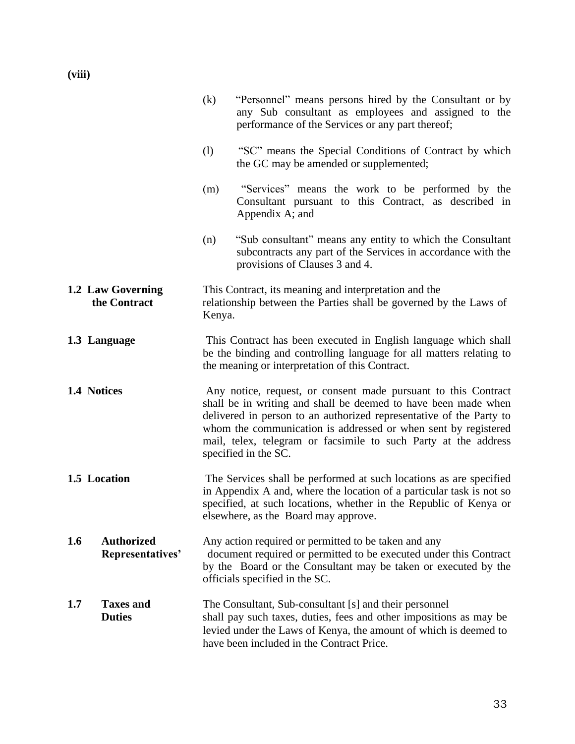**(viii)**

(k) "Personnel" means persons hired by the Consultant or by any Sub consultant as employees and assigned to the performance of the Services or any part thereof;

(l) "SC" means the Special Conditions of Contract by which the GC may be amended or supplemented;

(m) "Services" means the work to be performed by the Consultant pursuant to this Contract, as described in Appendix A; and

(n) "Sub consultant" means any entity to which the Consultant subcontracts any part of the Services in accordance with the provisions of Clauses 3 and 4.

**1.2 Law Governing the Contract** This Contract, its meaning and interpretation and the relationship between the Parties shall be governed by the Laws of Kenya.

**1.3 Language** This Contract has been executed in English language which shall be the binding and controlling language for all matters relating to the meaning or interpretation of this Contract.

**1.4 Notices** Any notice, request, or consent made pursuant to this Contract shall be in writing and shall be deemed to have been made when delivered in person to an authorized representative of the Party to whom the communication is addressed or when sent by registered mail, telex, telegram or facsimile to such Party at the address specified in the SC.

**1.5 Location** The Services shall be performed at such locations as are specified in Appendix A and, where the location of a particular task is not so specified, at such locations, whether in the Republic of Kenya or elsewhere, as the Board may approve.

**1.6 Authorized Representatives'** Any action required or permitted to be taken and any document required or permitted to be executed under this Contract by the Board or the Consultant may be taken or executed by the officials specified in the SC.

**1.7 Taxes and Duties** The Consultant, Sub-consultant [s] and their personnel shall pay such taxes, duties, fees and other impositions as may be levied under the Laws of Kenya, the amount of which is deemed to have been included in the Contract Price.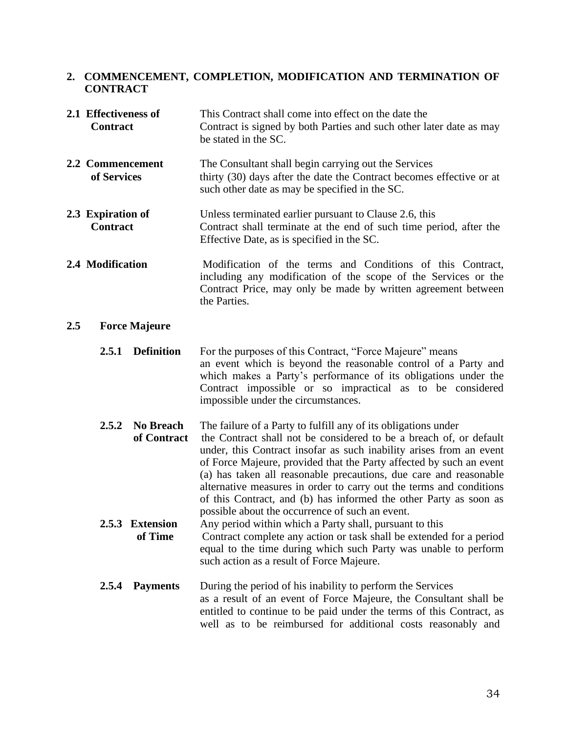## 2. COMMENCEMENT, COMPLETION, MODIFICATION AND TERMINATION OF CONTRACT

**2.1 Effectiveness of Contract** This Contract shall come into effect on the date the Contract is signed by both Parties and such other later date as may be stated in the SC.

**2.2 Commencement of Services** The Consultant shall begin carrying out the Services thirty (30) days after the date the Contract becomes effective or at such other date as may be specified in the SC.

**2.3 Expiration of Contract** Unless terminated earlier pursuant to Clause 2.6, this Contract shall terminate at the end of such time period, after the Effective Date, as is specified in the SC.

**2.4 Modification** Modification of the terms and Conditions of this Contract, including any modification of the scope of the Services or the Contract Price, may only be made by written agreement between the Parties.

### 2.5 Force Majeure

**2.5.1 Definition** For the purposes of this Contract, "Force Majeure" means an event which is beyond the reasonable control of a Party and which makes a Party's performance of its obligations under the Contract impossible or so impractical as to be considered impossible under the circumstances.

**2.5.2 No Breach of Contract** The failure of a Party to fulfill any of its obligations under the Contract shall not be considered to be a breach of, or default under, this Contract insofar as such inability arises from an event of Force Majeure, provided that the Party affected by such an event (a) has taken all reasonable precautions, due care and reasonable alternative measures in order to carry out the terms and conditions of this Contract, and (b) has informed the other Party as soon as possible about the occurrence of such an event.

**2.5.3 Extension of Time** Any period within which a Party shall, pursuant to this Contract complete any action or task shall be extended for a period equal to the time during which such Party was unable to perform such action as a result of Force Majeure.

**2.5.4 Payments** During the period of his inability to perform the Services as a result of an event of Force Majeure, the Consultant shall be entitled to continue to be paid under the terms of this Contract, as well as to be reimbursed for additional costs reasonably and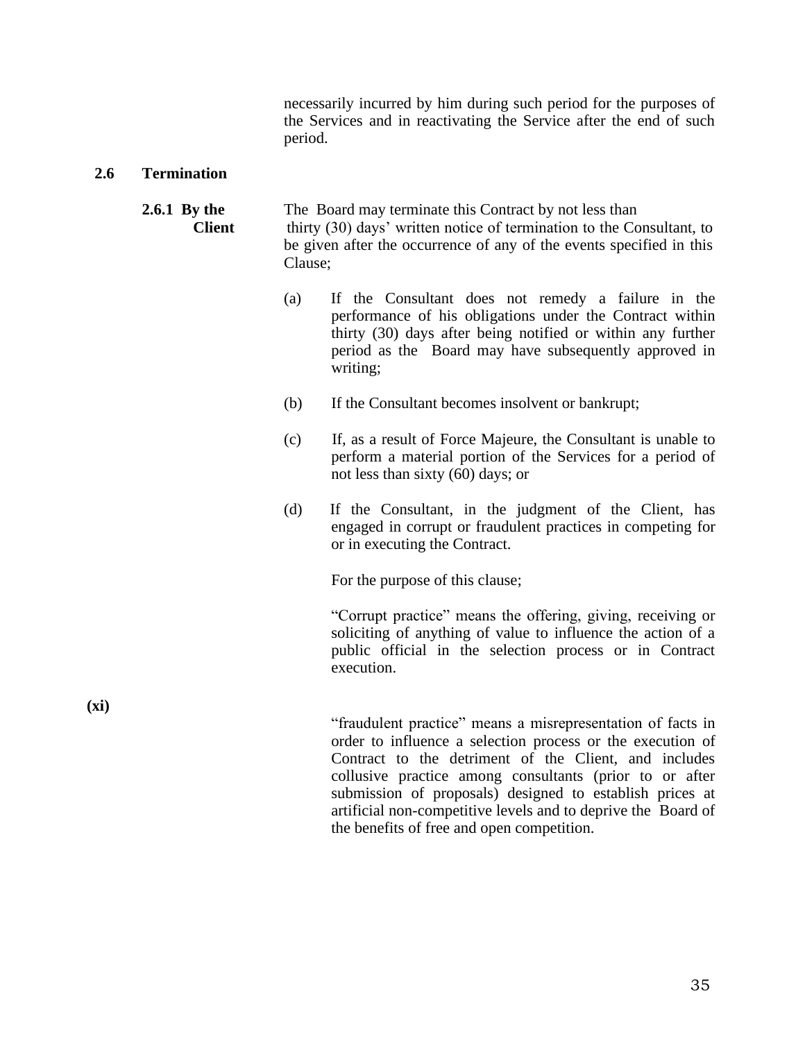necessarily incurred by him during such period for the purposes of the Services and in reactivating the Service after the end of such period.

**2.6 Termination**

**2.6.1 By the Client** The Board may terminate this Contract by not less than thirty (30) days' written notice of termination to the Consultant, to be given after the occurrence of any of the events specified in this Clause;

(a) If the Consultant does not remedy a failure in the performance of his obligations under the Contract within thirty (30) days after being notified or within any further period as the Board may have subsequently approved in writing;

(b) If the Consultant becomes insolvent or bankrupt;

(c) If, as a result of Force Majeure, the Consultant is unable to perform a material portion of the Services for a period of not less than sixty (60) days; or

(d) If the Consultant, in the judgment of the Client, has engaged in corrupt or fraudulent practices in competing for or in executing the Contract.

For the purpose of this clause;

"Corrupt practice" means the offering, giving, receiving or soliciting of anything of value to influence the action of a public official in the selection process or in Contract execution.

**(xi)**

"fraudulent practice" means a misrepresentation of facts in order to influence a selection process or the execution of Contract to the detriment of the Client, and includes collusive practice among consultants (prior to or after submission of proposals) designed to establish prices at artificial non-competitive levels and to deprive the Board of the benefits of free and open competition.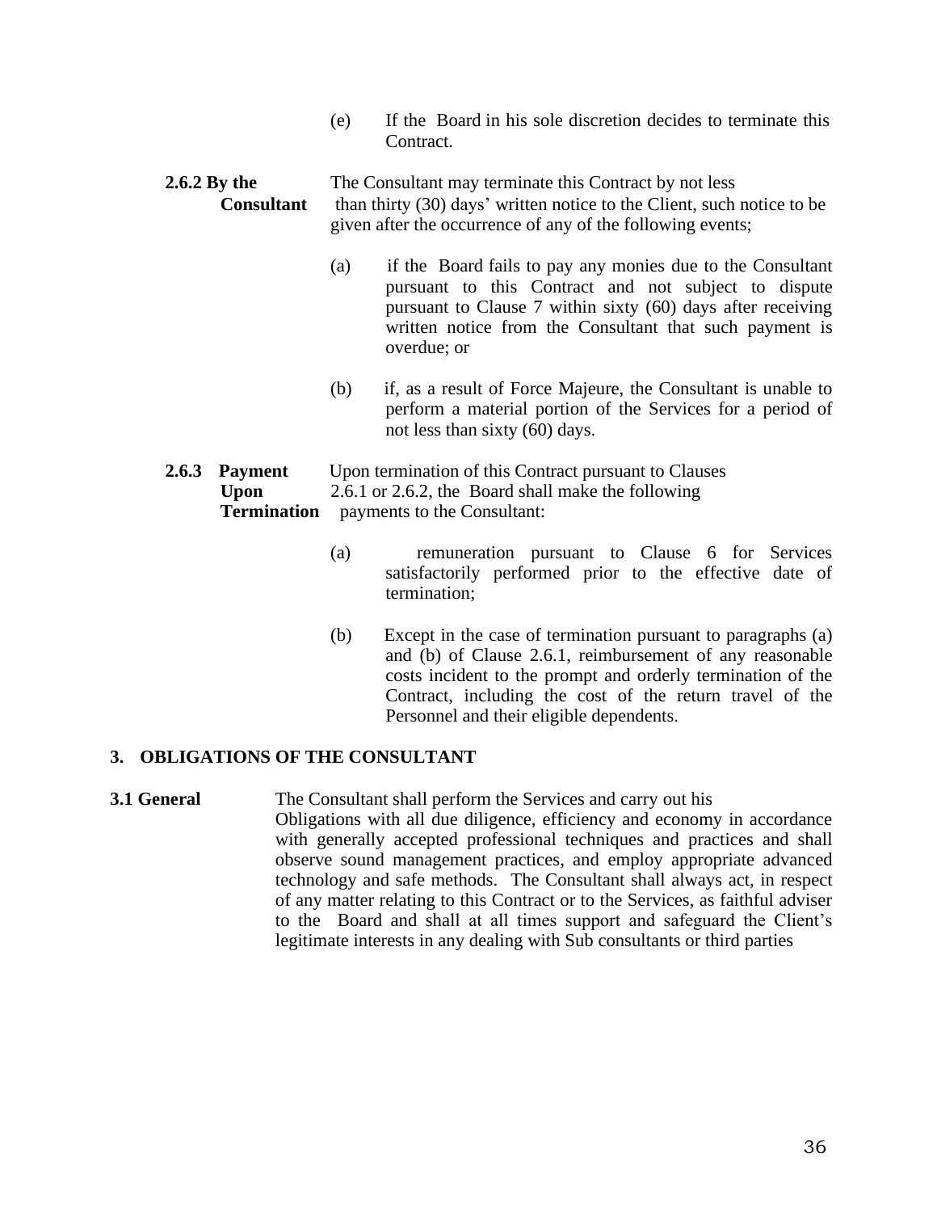(e) If the Board in his sole discretion decides to terminate this Contract.

**2.6.2 By the Consultant** The Consultant may terminate this Contract by not less than thirty (30) days' written notice to the Client, such notice to be given after the occurrence of any of the following events;

(a) if the Board fails to pay any monies due to the Consultant pursuant to this Contract and not subject to dispute pursuant to Clause 7 within sixty (60) days after receiving written notice from the Consultant that such payment is overdue; or

(b) if, as a result of Force Majeure, the Consultant is unable to perform a material portion of the Services for a period of not less than sixty (60) days.

**2.6.3 Payment Upon Termination** Upon termination of this Contract pursuant to Clauses 2.6.1 or 2.6.2, the Board shall make the following payments to the Consultant:

(a) remuneration pursuant to Clause 6 for Services satisfactorily performed prior to the effective date of termination;

(b) Except in the case of termination pursuant to paragraphs (a) and (b) of Clause 2.6.1, reimbursement of any reasonable costs incident to the prompt and orderly termination of the Contract, including the cost of the return travel of the Personnel and their eligible dependents.

## 3. OBLIGATIONS OF THE CONSULTANT

**3.1 General** The Consultant shall perform the Services and carry out his Obligations with all due diligence, efficiency and economy in accordance with generally accepted professional techniques and practices and shall observe sound management practices, and employ appropriate advanced technology and safe methods. The Consultant shall always act, in respect of any matter relating to this Contract or to the Services, as faithful adviser to the Board and shall at all times support and safeguard the Client's legitimate interests in any dealing with Sub consultants or third parties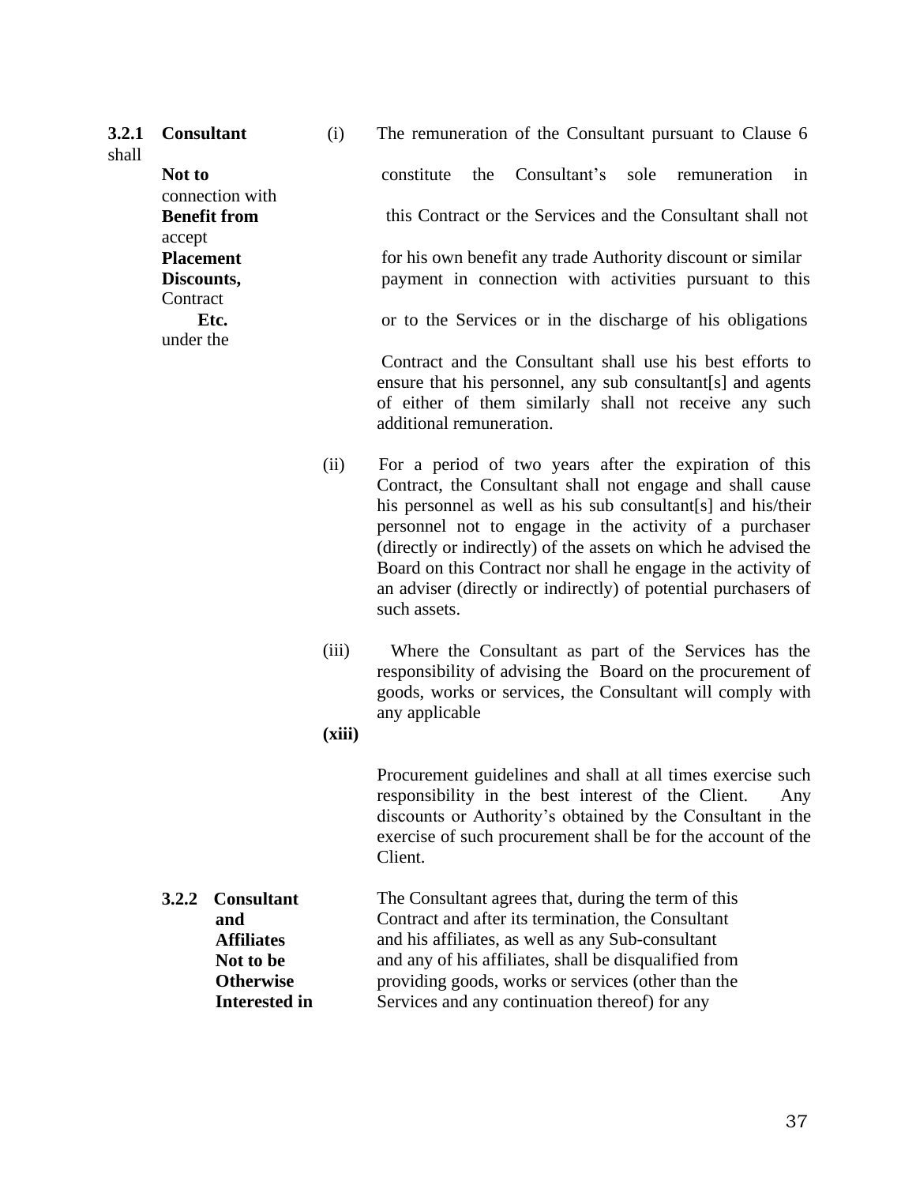**3.2.1 Consultant Not to Benefit from Placement Discounts, Etc.**

(i) The remuneration of the Consultant pursuant to Clause 6 shall constitute the Consultant's sole remuneration in connection with this Contract or the Services and the Consultant shall not accept for his own benefit any trade Authority discount or similar payment in connection with activities pursuant to this Contract or to the Services or in the discharge of his obligations under the Contract and the Consultant shall use his best efforts to ensure that his personnel, any sub consultant[s] and agents of either of them similarly shall not receive any such additional remuneration.

(ii) For a period of two years after the expiration of this Contract, the Consultant shall not engage and shall cause his personnel as well as his sub consultant[s] and his/their personnel not to engage in the activity of a purchaser (directly or indirectly) of the assets on which he advised the Board on this Contract nor shall he engage in the activity of an adviser (directly or indirectly) of potential purchasers of such assets.

(iii) Where the Consultant as part of the Services has the responsibility of advising the Board on the procurement of goods, works or services, the Consultant will comply with any applicable

**(xiii)**

Procurement guidelines and shall at all times exercise such responsibility in the best interest of the Client. Any discounts or Authority's obtained by the Consultant in the exercise of such procurement shall be for the account of the Client.

**3.2.2 Consultant and Affiliates Not to be Otherwise Interested in**

The Consultant agrees that, during the term of this Contract and after its termination, the Consultant and his affiliates, as well as any Sub-consultant and any of his affiliates, shall be disqualified from providing goods, works or services (other than the Services and any continuation thereof) for any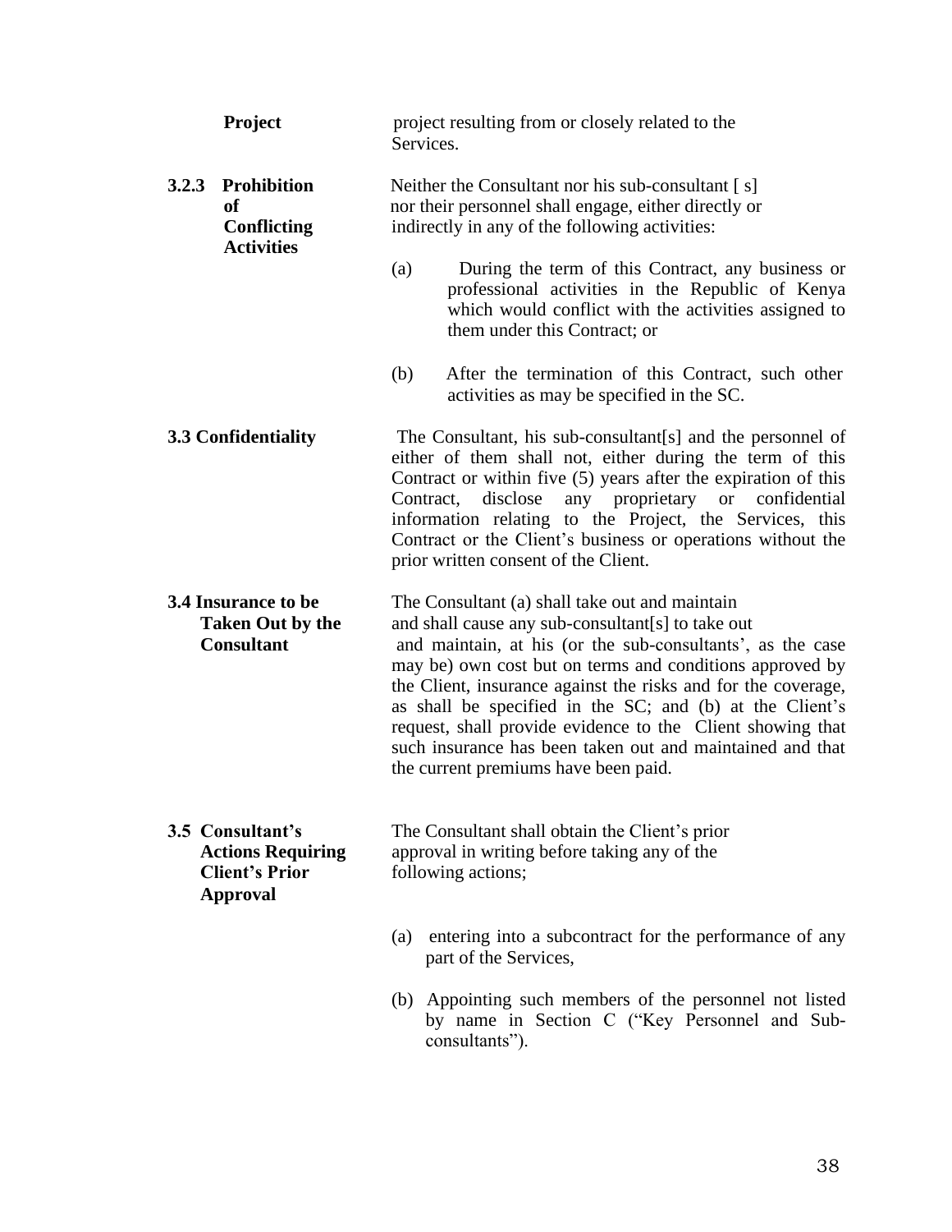**Project** project resulting from or closely related to the Services.

**3.2.3 Prohibition of Conflicting Activities**

Neither the Consultant nor his sub-consultant [ s] nor their personnel shall engage, either directly or indirectly in any of the following activities:

(a) During the term of this Contract, any business or professional activities in the Republic of Kenya which would conflict with the activities assigned to them under this Contract; or

(b) After the termination of this Contract, such other activities as may be specified in the SC.

**3.3 Confidentiality**

The Consultant, his sub-consultant[s] and the personnel of either of them shall not, either during the term of this Contract or within five (5) years after the expiration of this Contract, disclose any proprietary or confidential information relating to the Project, the Services, this Contract or the Client's business or operations without the prior written consent of the Client.

**3.4 Insurance to be Taken Out by the Consultant**

The Consultant (a) shall take out and maintain and shall cause any sub-consultant[s] to take out and maintain, at his (or the sub-consultants', as the case may be) own cost but on terms and conditions approved by the Client, insurance against the risks and for the coverage, as shall be specified in the SC; and (b) at the Client's request, shall provide evidence to the Client showing that such insurance has been taken out and maintained and that the current premiums have been paid.

**3.5 Consultant's Actions Requiring Client's Prior Approval**

The Consultant shall obtain the Client's prior approval in writing before taking any of the following actions;

(a) entering into a subcontract for the performance of any part of the Services,

(b) Appointing such members of the personnel not listed by name in Section C ("Key Personnel and Sub-consultants").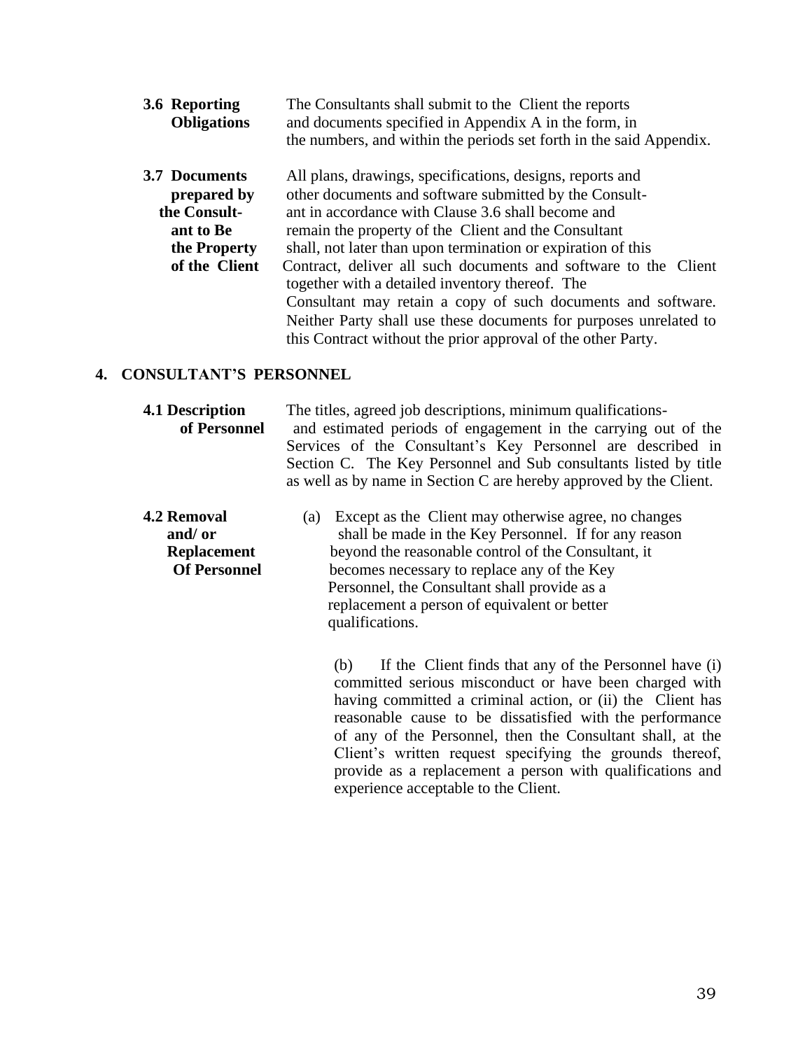**3.6 Reporting Obligations** The Consultants shall submit to the Client the reports and documents specified in Appendix A in the form, in the numbers, and within the periods set forth in the said Appendix.

**3.7 Documents prepared by the Consultant to Be the Property of the Client** All plans, drawings, specifications, designs, reports and other documents and software submitted by the Consultant in accordance with Clause 3.6 shall become and remain the property of the Client and the Consultant shall, not later than upon termination or expiration of this Contract, deliver all such documents and software to the Client together with a detailed inventory thereof. The Consultant may retain a copy of such documents and software. Neither Party shall use these documents for purposes unrelated to this Contract without the prior approval of the other Party.

## 4. CONSULTANT'S PERSONNEL

**4.1 Description of Personnel** The titles, agreed job descriptions, minimum qualifications- and estimated periods of engagement in the carrying out of the Services of the Consultant's Key Personnel are described in Section C. The Key Personnel and Sub consultants listed by title as well as by name in Section C are hereby approved by the Client.

**4.2 Removal and/ or Replacement Of Personnel**

(a) Except as the Client may otherwise agree, no changes shall be made in the Key Personnel. If for any reason beyond the reasonable control of the Consultant, it becomes necessary to replace any of the Key Personnel, the Consultant shall provide as a replacement a person of equivalent or better qualifications.

(b) If the Client finds that any of the Personnel have (i) committed serious misconduct or have been charged with having committed a criminal action, or (ii) the Client has reasonable cause to be dissatisfied with the performance of any of the Personnel, then the Consultant shall, at the Client's written request specifying the grounds thereof, provide as a replacement a person with qualifications and experience acceptable to the Client.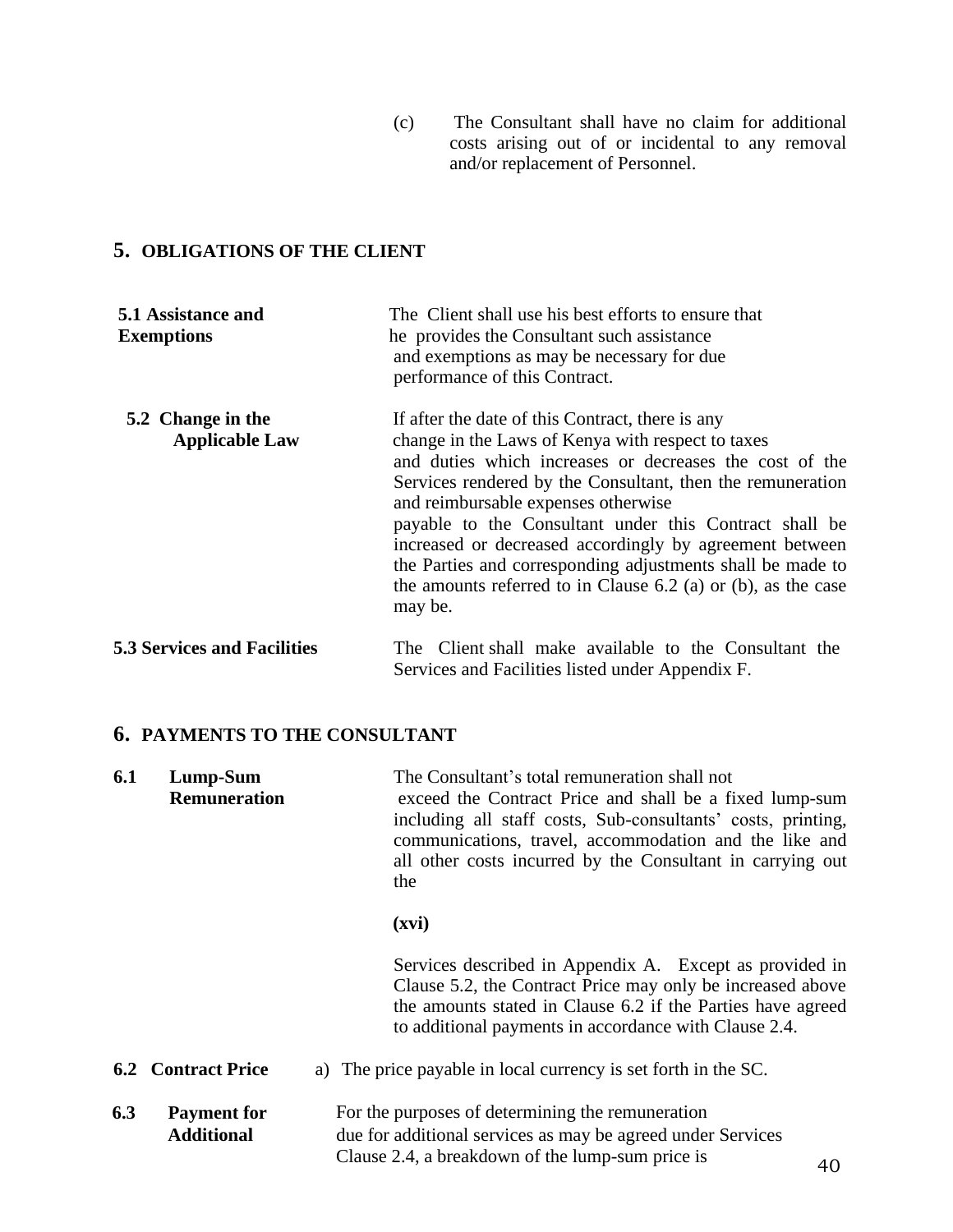(c) The Consultant shall have no claim for additional costs arising out of or incidental to any removal and/or replacement of Personnel.

## 5. OBLIGATIONS OF THE CLIENT

**5.1 Assistance and Exemptions**

The Client shall use his best efforts to ensure that he provides the Consultant such assistance and exemptions as may be necessary for due performance of this Contract.

**5.2 Change in the Applicable Law**

If after the date of this Contract, there is any change in the Laws of Kenya with respect to taxes and duties which increases or decreases the cost of the Services rendered by the Consultant, then the remuneration and reimbursable expenses otherwise payable to the Consultant under this Contract shall be increased or decreased accordingly by agreement between the Parties and corresponding adjustments shall be made to the amounts referred to in Clause 6.2 (a) or (b), as the case may be.

**5.3 Services and Facilities**

The Client shall make available to the Consultant the Services and Facilities listed under Appendix F.

## 6. PAYMENTS TO THE CONSULTANT

**6.1 Lump-Sum Remuneration**

The Consultant's total remuneration shall not exceed the Contract Price and shall be a fixed lump-sum including all staff costs, Sub-consultants' costs, printing, communications, travel, accommodation and the like and all other costs incurred by the Consultant in carrying out the

**(xvi)**

Services described in Appendix A. Except as provided in Clause 5.2, the Contract Price may only be increased above the amounts stated in Clause 6.2 if the Parties have agreed to additional payments in accordance with Clause 2.4.

**6.2 Contract Price**

a) The price payable in local currency is set forth in the SC.

**6.3 Payment for Additional Services**

For the purposes of determining the remuneration due for additional services as may be agreed under Clause 2.4, a breakdown of the lump-sum price is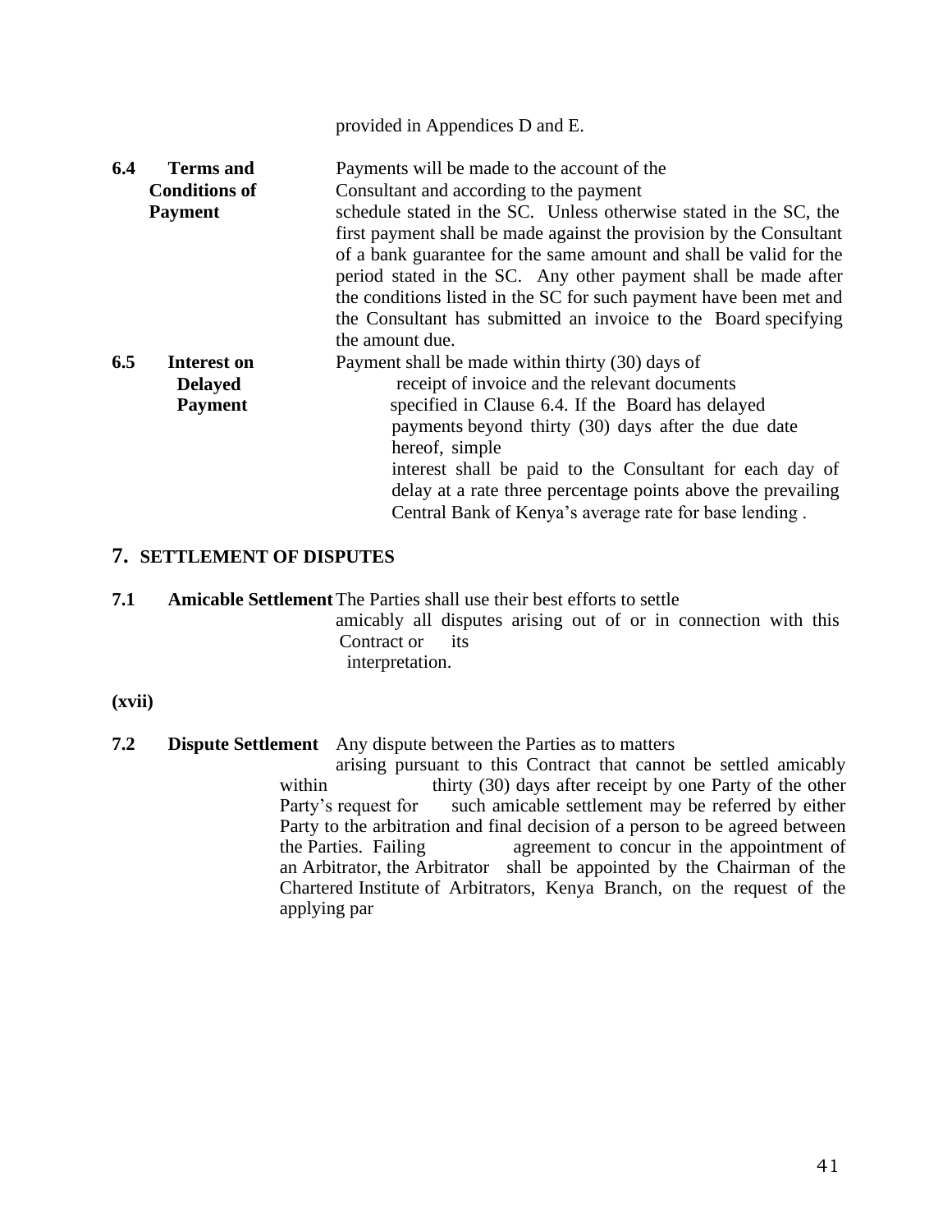provided in Appendices D and E.

**6.4 Terms and Conditions of Payment**

Payments will be made to the account of the Consultant and according to the payment schedule stated in the SC. Unless otherwise stated in the SC, the first payment shall be made against the provision by the Consultant of a bank guarantee for the same amount and shall be valid for the period stated in the SC. Any other payment shall be made after the conditions listed in the SC for such payment have been met and the Consultant has submitted an invoice to the Board specifying the amount due.

**6.5 Interest on Delayed Payment**

Payment shall be made within thirty (30) days of receipt of invoice and the relevant documents specified in Clause 6.4. If the Board has delayed payments beyond thirty (30) days after the due date hereof, simple interest shall be paid to the Consultant for each day of delay at a rate three percentage points above the prevailing Central Bank of Kenya's average rate for base lending .

## 7. SETTLEMENT OF DISPUTES

**7.1 Amicable Settlement** The Parties shall use their best efforts to settle amicably all disputes arising out of or in connection with this Contract or its interpretation.

**(xvii)**

**7.2 Dispute Settlement** Any dispute between the Parties as to matters arising pursuant to this Contract that cannot be settled amicably within thirty (30) days after receipt by one Party of the other Party's request for such amicable settlement may be referred by either Party to the arbitration and final decision of a person to be agreed between the Parties. Failing agreement to concur in the appointment of an Arbitrator, the Arbitrator shall be appointed by the Chairman of the Chartered Institute of Arbitrators, Kenya Branch, on the request of the applying par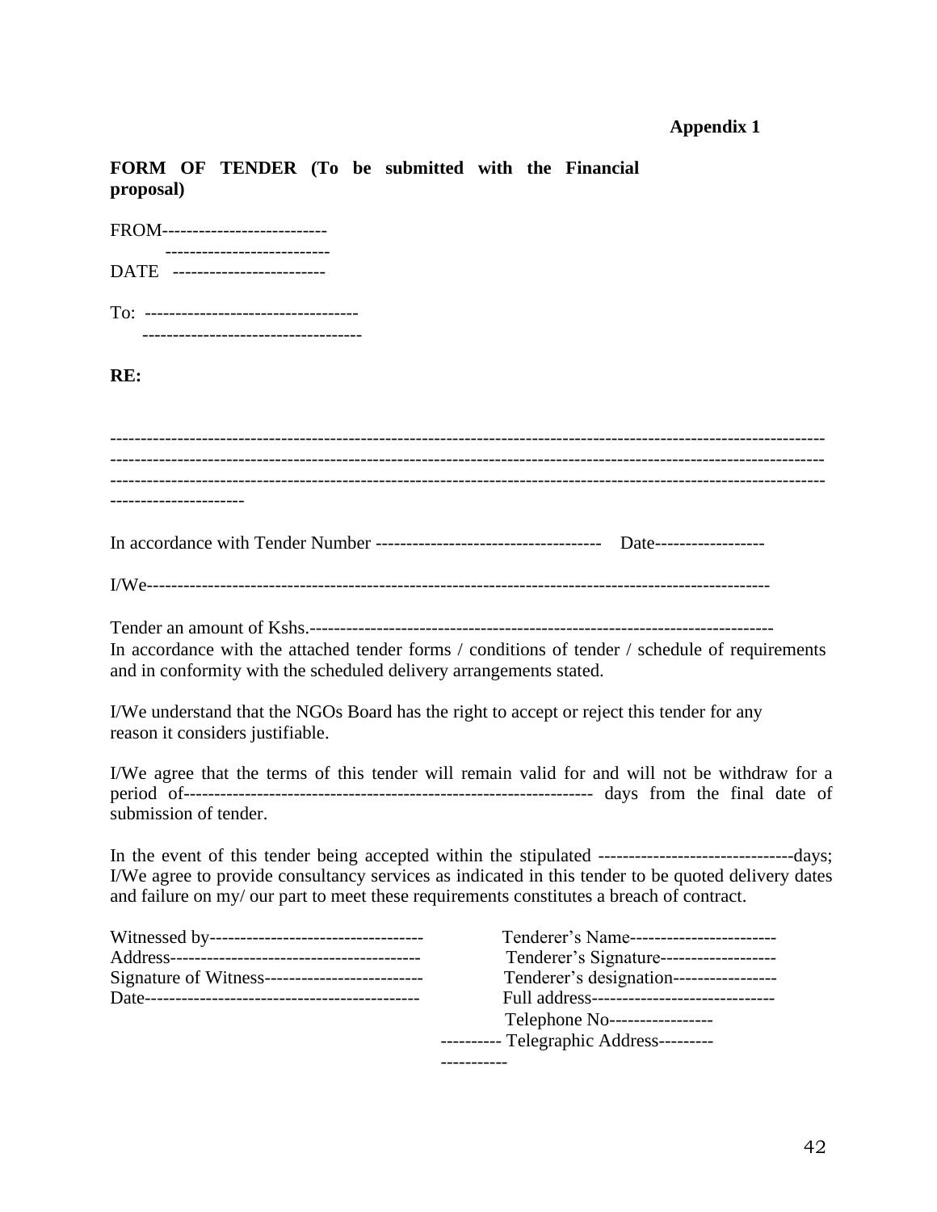**Appendix 1**

**FORM OF TENDER (To be submitted with the Financial proposal)**

FROM---------------------------
---------------------------

DATE -------------------------

To: -----------------------------------
------------------------------------

**RE:**

------------------------------------------------------------------------------------------------------------------------
------------------------------------------------------------------------------------------------------------------------
------------------------------------------------------------------------------------------------------------------------
----------------------

In accordance with Tender Number ------------------------------------- Date------------------

I/We-------------------------------------------------------------------------------------------------------

Tender an amount of Kshs.---------------------------------------------------------------------------
In accordance with the attached tender forms / conditions of tender / schedule of requirements and in conformity with the scheduled delivery arrangements stated.

I/We understand that the NGOs Board has the right to accept or reject this tender for any reason it considers justifiable.

I/We agree that the terms of this tender will remain valid for and will not be withdraw for a period of------------------------------------------------------------------- days from the final date of submission of tender.

In the event of this tender being accepted within the stipulated --------------------------------days; I/We agree to provide consultancy services as indicated in this tender to be quoted delivery dates and failure on my/ our part to meet these requirements constitutes a breach of contract.

Witnessed by-----------------------------------
Address-----------------------------------------
Signature of Witness--------------------------
Date--------------------------------------------

Tenderer's Name------------------------
Tenderer's Signature-------------------
Tenderer's designation-----------------
Full address------------------------------
Telephone No-----------------
---------- Telegraphic Address---------
-----------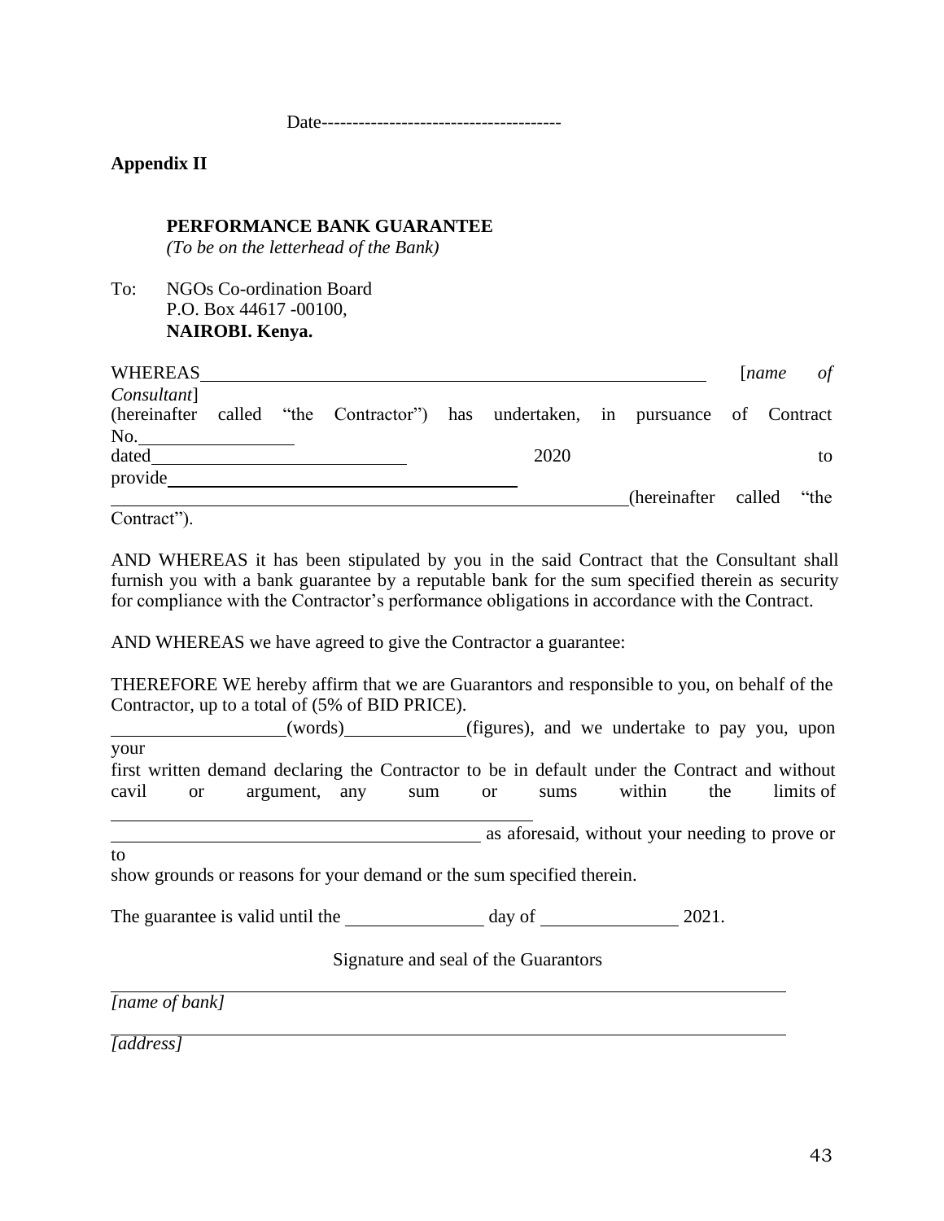Date--------------------------------------

**Appendix II**

**PERFORMANCE BANK GUARANTEE**
*(To be on the letterhead of the Bank)*

To: NGOs Co-ordination Board
P.O. Box 44617 -00100,
**NAIROBI. Kenya.**

WHEREAS \_\_\_\_\_\_\_\_\_\_\_\_\_\_\_\_\_\_\_\_\_\_\_\_\_\_\_\_\_\_\_\_\_\_\_\_\_\_\_\_\_\_\_\_\_\_\_\_ [*name of Consultant*] (hereinafter called "the Contractor") has undertaken, in pursuance of Contract No.\_\_\_\_\_\_\_\_\_\_\_\_\_\_\_\_ dated\_\_\_\_\_\_\_\_\_\_\_\_\_\_\_\_\_\_\_\_\_\_\_\_\_\_ 2020 to provide\_\_\_\_\_\_\_\_\_\_\_\_\_\_\_\_\_\_\_\_\_\_\_\_\_\_\_\_\_\_\_\_\_\_\_\_\_\_\_\_\_\_\_\_\_\_\_\_\_\_\_\_\_\_\_\_\_\_\_\_\_\_\_\_\_\_\_\_\_\_\_\_\_\_\_\_\_\_\_\_\_\_\_\_\_\_\_\_\_\_\_\_\_(hereinafter called "the Contract").

AND WHEREAS it has been stipulated by you in the said Contract that the Consultant shall furnish you with a bank guarantee by a reputable bank for the sum specified therein as security for compliance with the Contractor's performance obligations in accordance with the Contract.

AND WHEREAS we have agreed to give the Contractor a guarantee:

THEREFORE WE hereby affirm that we are Guarantors and responsible to you, on behalf of the Contractor, up to a total of (5% of BID PRICE).
\_\_\_\_\_\_\_\_\_\_\_\_\_\_\_\_\_\_(words)\_\_\_\_\_\_\_\_\_\_\_\_\_(figures), and we undertake to pay you, upon your first written demand declaring the Contractor to be in default under the Contract and without cavil or argument, any sum or sums within the limits of \_\_\_\_\_\_\_\_\_\_\_\_\_\_\_\_\_\_\_\_\_\_\_\_\_\_\_\_\_\_\_\_\_\_\_\_\_\_\_\_\_\_\_\_\_\_\_\_\_\_\_\_\_\_\_\_\_\_\_\_\_\_\_\_\_\_\_\_\_\_\_\_\_\_\_\_\_\_\_\_\_\_\_\_\_\_\_\_\_\_\_\_\_\_ as aforesaid, without your needing to prove or to show grounds or reasons for your demand or the sum specified therein.

The guarantee is valid until the \_\_\_\_\_\_\_\_\_\_\_\_\_\_\_ day of \_\_\_\_\_\_\_\_\_\_\_\_\_\_\_ 2021.

Signature and seal of the Guarantors

\_\_\_\_\_\_\_\_\_\_\_\_\_\_\_\_\_\_\_\_\_\_\_\_\_\_\_\_\_\_\_\_\_\_\_\_\_\_\_\_\_\_\_\_\_\_\_\_\_\_\_\_\_\_\_\_\_\_\_\_\_\_\_\_\_\_\_\_\_\_\_\_
*[name of bank]*

\_\_\_\_\_\_\_\_\_\_\_\_\_\_\_\_\_\_\_\_\_\_\_\_\_\_\_\_\_\_\_\_\_\_\_\_\_\_\_\_\_\_\_\_\_\_\_\_\_\_\_\_\_\_\_\_\_\_\_\_\_\_\_\_\_\_\_\_\_\_\_\_
*[address]*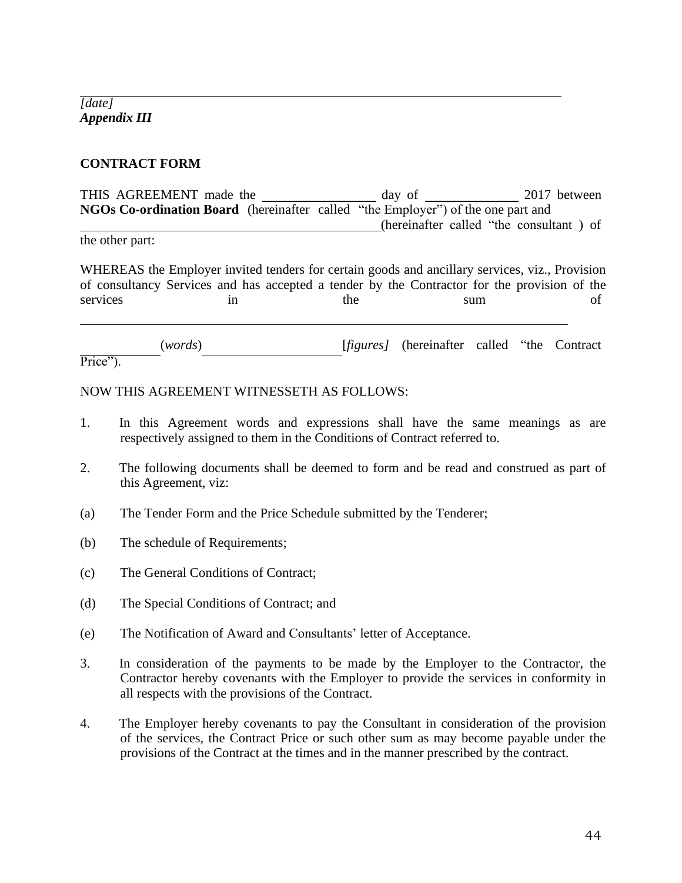_____________________________________________________________________________
*[date]*
***Appendix III***

**CONTRACT FORM**

THIS AGREEMENT made the ________________ day of _____________ 2017 between **NGOs Co-ordination Board** (hereinafter called "the Employer") of the one part and ____________________________________________(hereinafter called "the consultant ) of the other part:

WHEREAS the Employer invited tenders for certain goods and ancillary services, viz., Provision of consultancy Services and has accepted a tender by the Contractor for the provision of the services in the sum of ________________________________________________________________________

___________(*words*)____________________[*figures]* (hereinafter called "the Contract Price").

NOW THIS AGREEMENT WITNESSETH AS FOLLOWS:

1. In this Agreement words and expressions shall have the same meanings as are respectively assigned to them in the Conditions of Contract referred to.

2. The following documents shall be deemed to form and be read and construed as part of this Agreement, viz:

(a) The Tender Form and the Price Schedule submitted by the Tenderer;

(b) The schedule of Requirements;

(c) The General Conditions of Contract;

(d) The Special Conditions of Contract; and

(e) The Notification of Award and Consultants' letter of Acceptance.

3. In consideration of the payments to be made by the Employer to the Contractor, the Contractor hereby covenants with the Employer to provide the services in conformity in all respects with the provisions of the Contract.

4. The Employer hereby covenants to pay the Consultant in consideration of the provision of the services, the Contract Price or such other sum as may become payable under the provisions of the Contract at the times and in the manner prescribed by the contract.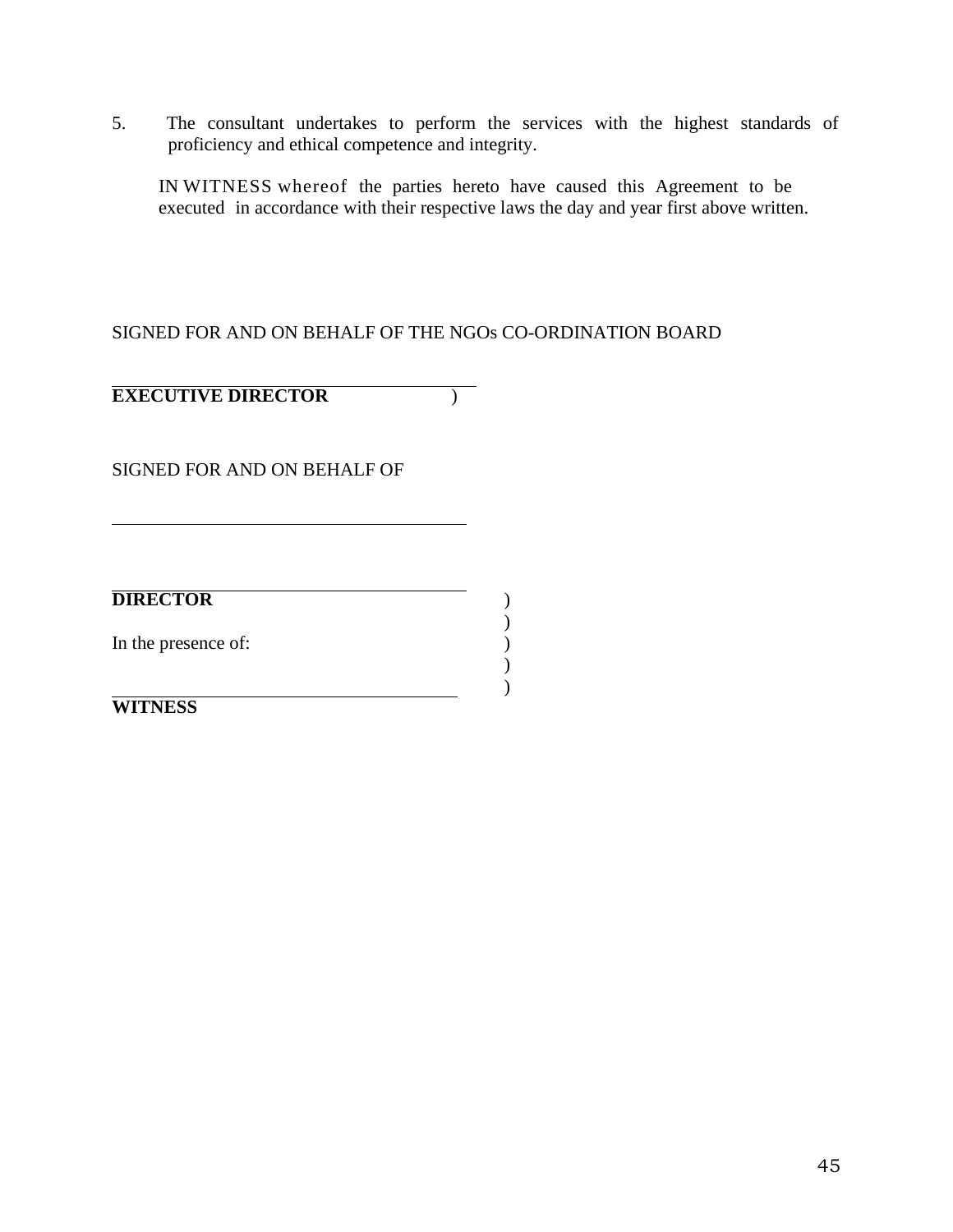5. The consultant undertakes to perform the services with the highest standards of proficiency and ethical competence and integrity.

IN WITNESS whereof the parties hereto have caused this Agreement to be executed in accordance with their respective laws the day and year first above written.

SIGNED FOR AND ON BEHALF OF THE NGOs CO-ORDINATION BOARD

______________________________________

**EXECUTIVE DIRECTOR** )

SIGNED FOR AND ON BEHALF OF

______________________________________

______________________________________

**DIRECTOR** )
)
In the presence of: )
)
______________________________________ )

**WITNESS**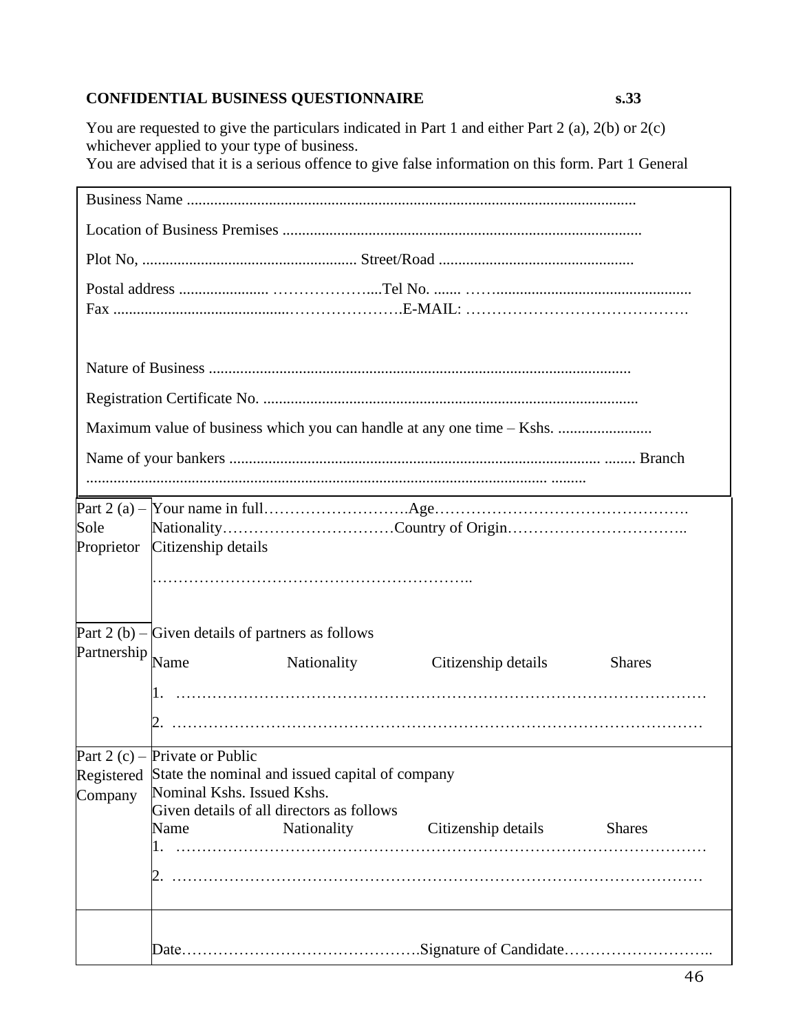**CONFIDENTIAL BUSINESS QUESTIONNAIRE** **s.33**

You are requested to give the particulars indicated in Part 1 and either Part 2 (a), 2(b) or 2(c) whichever applied to your type of business.
You are advised that it is a serious offence to give false information on this form. Part 1 General

Business Name ....................................................................................................................

Location of Business Premises ............................................................................................

Plot No, ....................................................... Street/Road ..................................................

Postal address ...................... ………………....Tel No. ....... ……...................................................
Fax ...........................................…………………E-MAIL: …………………………………….

Nature of Business ...........................................................................................................

Registration Certificate No. ................................................................................................

Maximum value of business which you can handle at any one time – Kshs. ........................

Name of your bankers ............................................................................................. ........ Branch
.................................................................................................................... .........

| | |
|---|---|
| Part 2 (a) – Sole Proprietor | Your name in full……………………….Age………………………………………….<br>Nationality……………………………Country of Origin……………………………..<br>Citizenship details<br>…………………………………………………….. |
| Part 2 (b) – Partnership | Given details of partners as follows<br>Name Nationality Citizenship details Shares<br>1. ………………………………………………………………………………………<br>2. ……………………………………………………………………………………… |
| Part 2 (c) – Registered Company | Private or Public<br>State the nominal and issued capital of company<br>Nominal Kshs. Issued Kshs.<br>Given details of all directors as follows<br>Name Nationality Citizenship details Shares<br>1. ………………………………………………………………………………………<br>2. ……………………………………………………………………………………… |
| | Date……………………………………….Signature of Candidate……………………….. |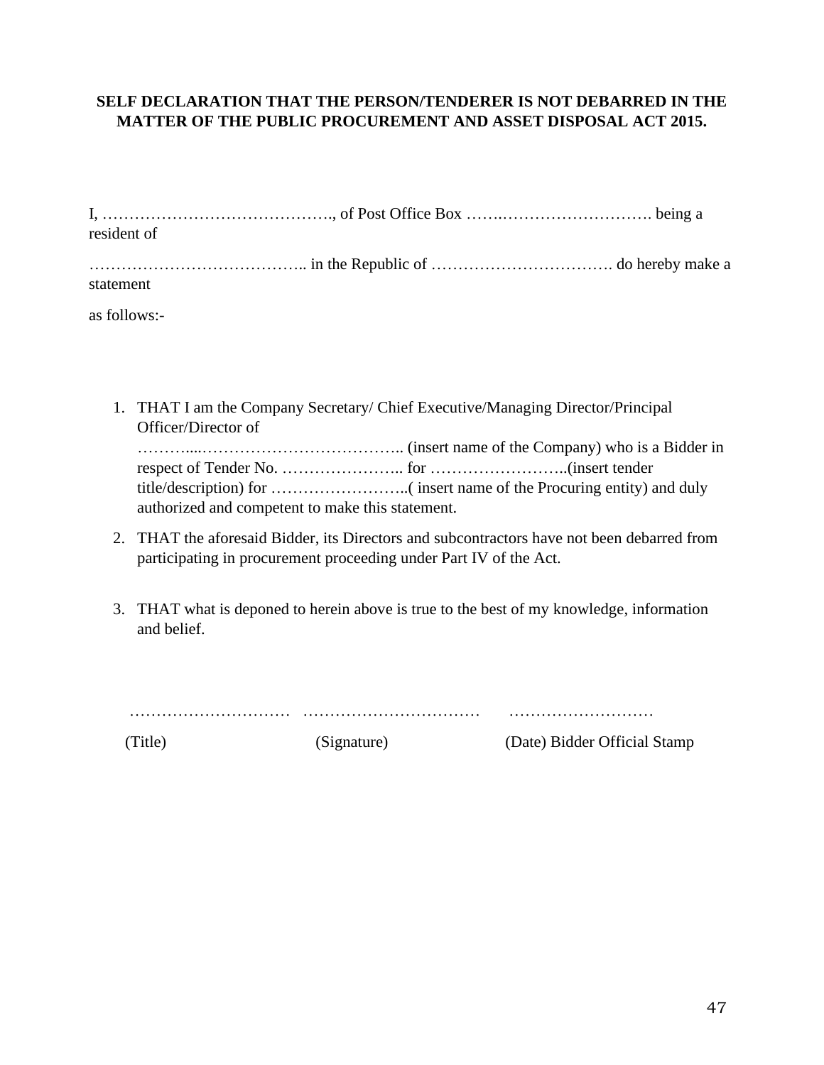**SELF DECLARATION THAT THE PERSON/TENDERER IS NOT DEBARRED IN THE MATTER OF THE PUBLIC PROCUREMENT AND ASSET DISPOSAL ACT 2015.**

I, ……………………………………., of Post Office Box …….………………………. being a resident of

………………………………….. in the Republic of ……………………………. do hereby make a statement

as follows:-

1. THAT I am the Company Secretary/ Chief Executive/Managing Director/Principal Officer/Director of ………....……………………………….. (insert name of the Company) who is a Bidder in respect of Tender No. ………………….. for ……………………..(insert tender title/description) for ……………………..( insert name of the Procuring entity) and duly authorized and competent to make this statement.
2. THAT the aforesaid Bidder, its Directors and subcontractors have not been debarred from participating in procurement proceeding under Part IV of the Act.
3. THAT what is deponed to herein above is true to the best of my knowledge, information and belief.

………………………… …………………………… ………………………

(Title) (Signature) (Date) Bidder Official Stamp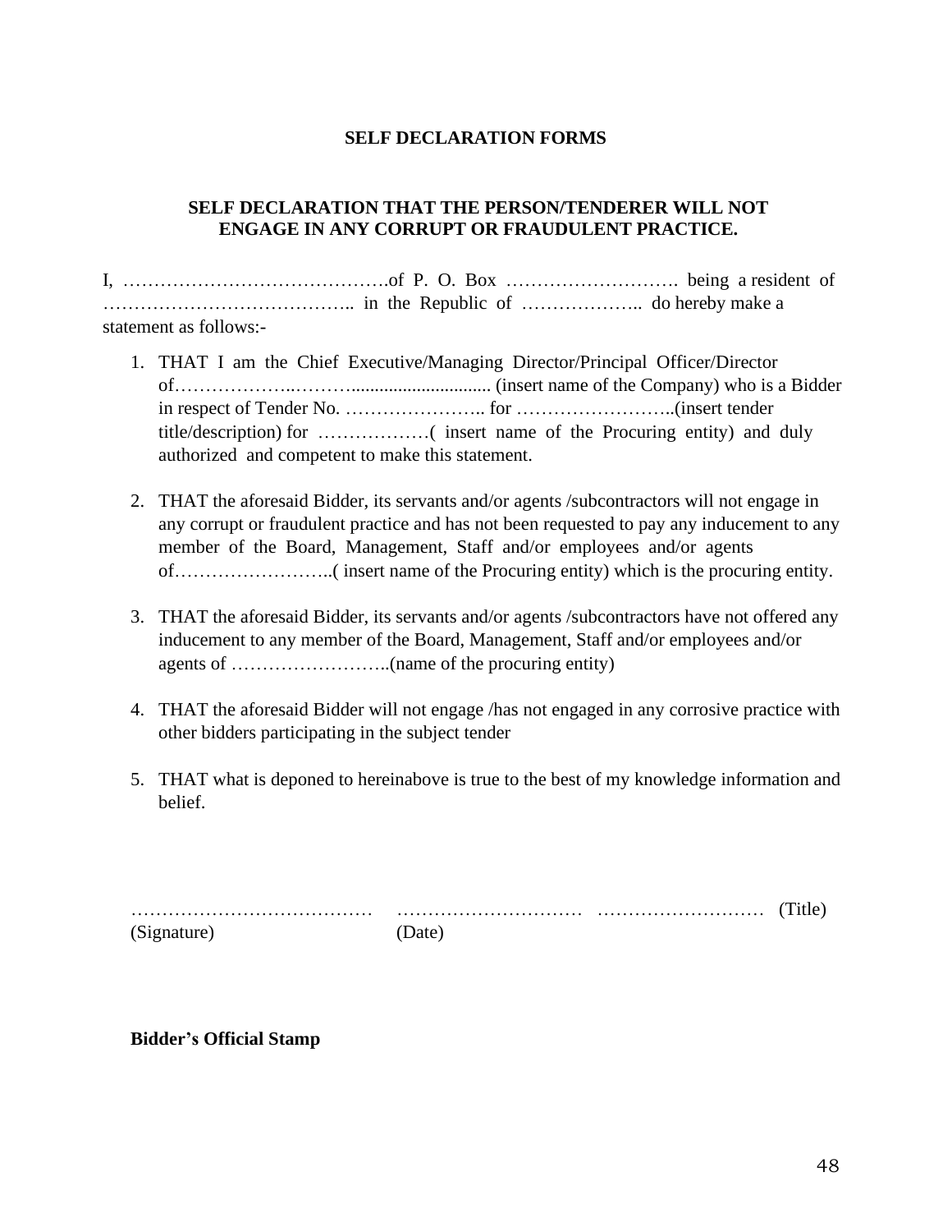**SELF DECLARATION FORMS**

**SELF DECLARATION THAT THE PERSON/TENDERER WILL NOT ENGAGE IN ANY CORRUPT OR FRAUDULENT PRACTICE.**

I, …………………………………….of P. O. Box ………………………. being a resident of ………………………………….. in the Republic of ……………….. do hereby make a statement as follows:-

1. THAT I am the Chief Executive/Managing Director/Principal Officer/Director of………………..………............................. (insert name of the Company) who is a Bidder in respect of Tender No. ………………….. for ……………………..(insert tender title/description) for ………………( insert name of the Procuring entity) and duly authorized and competent to make this statement.

2. THAT the aforesaid Bidder, its servants and/or agents /subcontractors will not engage in any corrupt or fraudulent practice and has not been requested to pay any inducement to any member of the Board, Management, Staff and/or employees and/or agents of……………………..( insert name of the Procuring entity) which is the procuring entity.

3. THAT the aforesaid Bidder, its servants and/or agents /subcontractors have not offered any inducement to any member of the Board, Management, Staff and/or employees and/or agents of ……………………..(name of the procuring entity)

4. THAT the aforesaid Bidder will not engage /has not engaged in any corrosive practice with other bidders participating in the subject tender

5. THAT what is deponed to hereinabove is true to the best of my knowledge information and belief.

………………………………… (Signature) ………………………… (Date) ……………………… (Title)

**Bidder's Official Stamp**